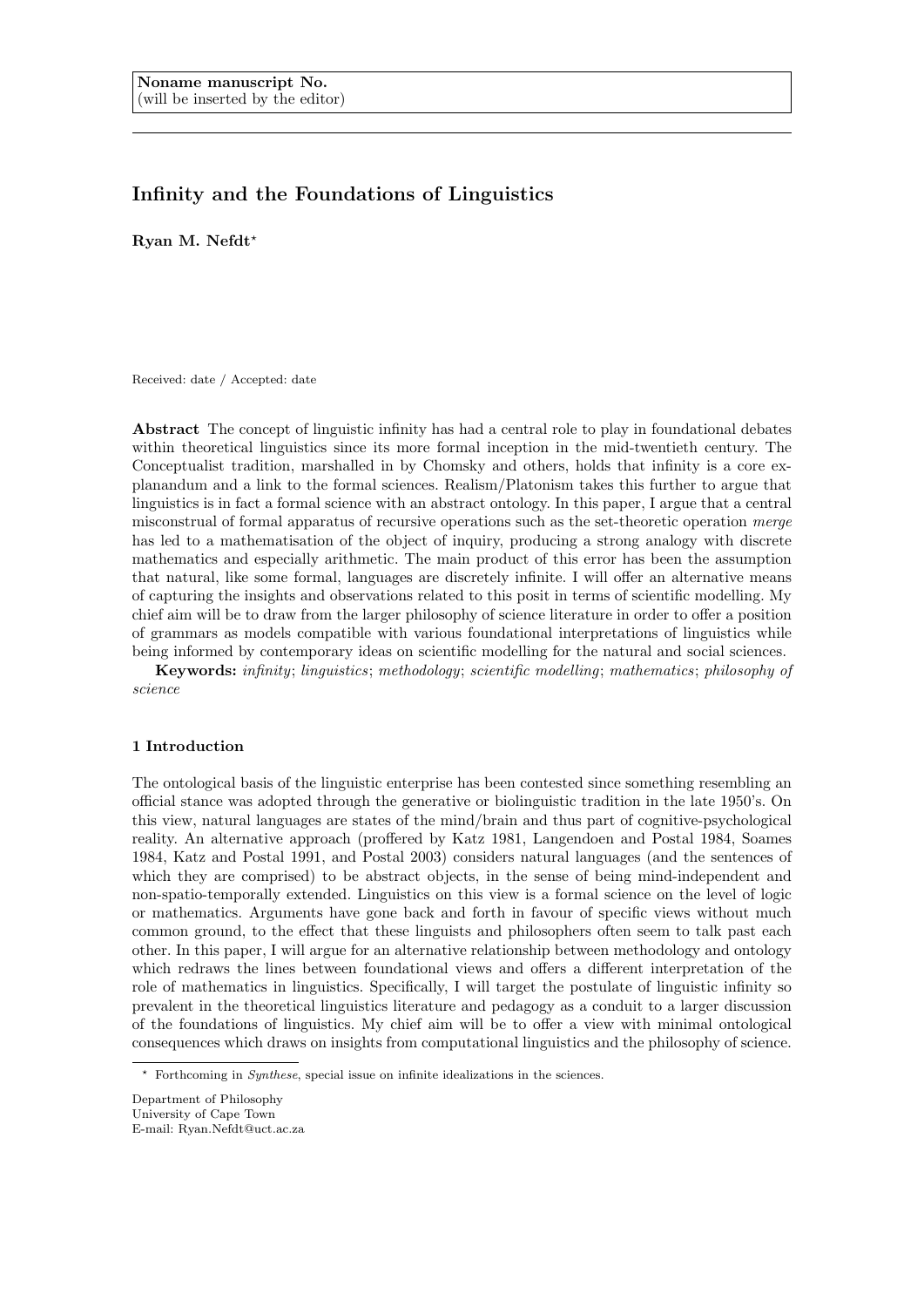Noname manuscript No.
(will be inserted by the editor)

# Infinity and the Foundations of Linguistics

**Ryan M. Nefdt***

Received: date / Accepted: date

**Abstract** The concept of linguistic infinity has had a central role to play in foundational debates within theoretical linguistics since its more formal inception in the mid-twentieth century. The Conceptualist tradition, marshalled in by Chomsky and others, holds that infinity is a core explanandum and a link to the formal sciences. Realism/Platonism takes this further to argue that linguistics is in fact a formal science with an abstract ontology. In this paper, I argue that a central misconstrual of formal apparatus of recursive operations such as the set-theoretic operation *merge* has led to a mathematisation of the object of inquiry, producing a strong analogy with discrete mathematics and especially arithmetic. The main product of this error has been the assumption that natural, like some formal, languages are discretely infinite. I will offer an alternative means of capturing the insights and observations related to this posit in terms of scientific modelling. My chief aim will be to draw from the larger philosophy of science literature in order to offer a position of grammars as models compatible with various foundational interpretations of linguistics while being informed by contemporary ideas on scientific modelling for the natural and social sciences.

**Keywords:** *infinity*; *linguistics*; *methodology*; *scientific modelling*; *mathematics*; *philosophy of science*

## 1 Introduction

The ontological basis of the linguistic enterprise has been contested since something resembling an official stance was adopted through the generative or biolinguistic tradition in the late 1950's. On this view, natural languages are states of the mind/brain and thus part of cognitive-psychological reality. An alternative approach (proffered by Katz 1981, Langendoen and Postal 1984, Soames 1984, Katz and Postal 1991, and Postal 2003) considers natural languages (and the sentences of which they are comprised) to be abstract objects, in the sense of being mind-independent and non-spatio-temporally extended. Linguistics on this view is a formal science on the level of logic or mathematics. Arguments have gone back and forth in favour of specific views without much common ground, to the effect that these linguists and philosophers often seem to talk past each other. In this paper, I will argue for an alternative relationship between methodology and ontology which redraws the lines between foundational views and offers a different interpretation of the role of mathematics in linguistics. Specifically, I will target the postulate of linguistic infinity so prevalent in the theoretical linguistics literature and pedagogy as a conduit to a larger discussion of the foundations of linguistics. My chief aim will be to offer a view with minimal ontological consequences which draws on insights from computational linguistics and the philosophy of science.

* Forthcoming in *Synthese*, special issue on infinite idealizations in the sciences.

Department of Philosophy
University of Cape Town
E-mail: Ryan.Nefdt@uct.ac.za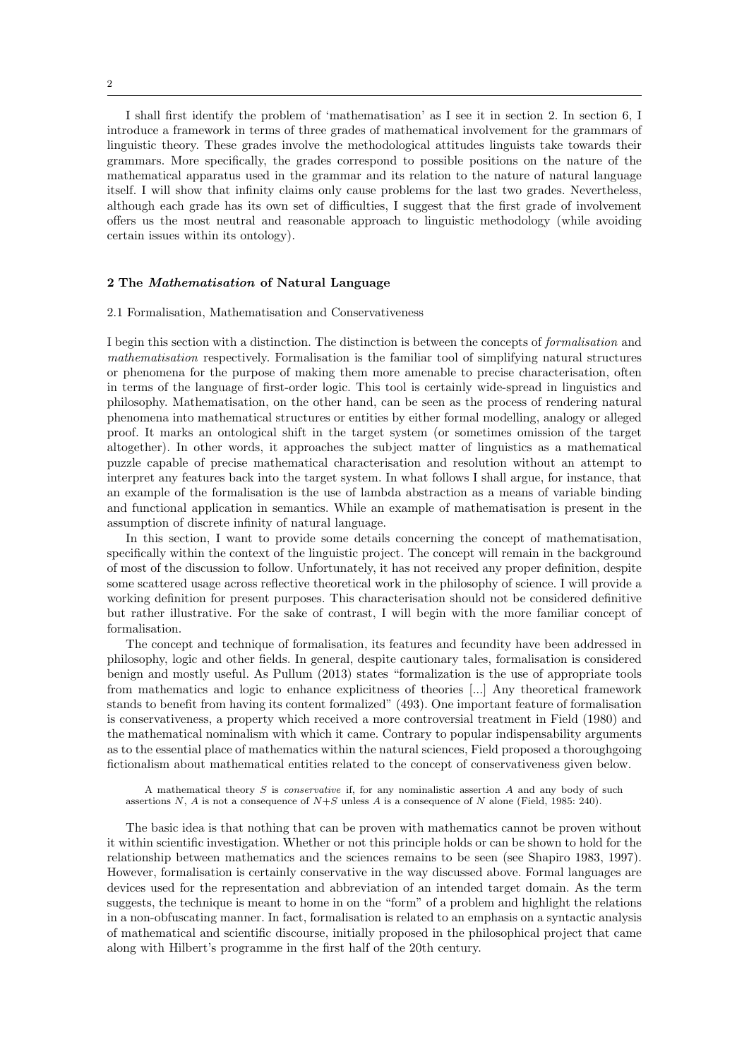I shall first identify the problem of 'mathematisation' as I see it in section 2. In section 6, I introduce a framework in terms of three grades of mathematical involvement for the grammars of linguistic theory. These grades involve the methodological attitudes linguists take towards their grammars. More specifically, the grades correspond to possible positions on the nature of the mathematical apparatus used in the grammar and its relation to the nature of natural language itself. I will show that infinity claims only cause problems for the last two grades. Nevertheless, although each grade has its own set of difficulties, I suggest that the first grade of involvement offers us the most neutral and reasonable approach to linguistic methodology (while avoiding certain issues within its ontology).

## 2 The *Mathematisation* of Natural Language

### 2.1 Formalisation, Mathematisation and Conservativeness

I begin this section with a distinction. The distinction is between the concepts of *formalisation* and *mathematisation* respectively. Formalisation is the familiar tool of simplifying natural structures or phenomena for the purpose of making them more amenable to precise characterisation, often in terms of the language of first-order logic. This tool is certainly wide-spread in linguistics and philosophy. Mathematisation, on the other hand, can be seen as the process of rendering natural phenomena into mathematical structures or entities by either formal modelling, analogy or alleged proof. It marks an ontological shift in the target system (or sometimes omission of the target altogether). In other words, it approaches the subject matter of linguistics as a mathematical puzzle capable of precise mathematical characterisation and resolution without an attempt to interpret any features back into the target system. In what follows I shall argue, for instance, that an example of the formalisation is the use of lambda abstraction as a means of variable binding and functional application in semantics. While an example of mathematisation is present in the assumption of discrete infinity of natural language.

In this section, I want to provide some details concerning the concept of mathematisation, specifically within the context of the linguistic project. The concept will remain in the background of most of the discussion to follow. Unfortunately, it has not received any proper definition, despite some scattered usage across reflective theoretical work in the philosophy of science. I will provide a working definition for present purposes. This characterisation should not be considered definitive but rather illustrative. For the sake of contrast, I will begin with the more familiar concept of formalisation.

The concept and technique of formalisation, its features and fecundity have been addressed in philosophy, logic and other fields. In general, despite cautionary tales, formalisation is considered benign and mostly useful. As Pullum (2013) states "formalization is the use of appropriate tools from mathematics and logic to enhance explicitness of theories [...] Any theoretical framework stands to benefit from having its content formalized" (493). One important feature of formalisation is conservativeness, a property which received a more controversial treatment in Field (1980) and the mathematical nominalism with which it came. Contrary to popular indispensability arguments as to the essential place of mathematics within the natural sciences, Field proposed a thoroughgoing fictionalism about mathematical entities related to the concept of conservativeness given below.

> A mathematical theory $S$ is *conservative* if, for any nominalistic assertion $A$ and any body of such assertions $N$, $A$ is not a consequence of $N$+$S$ unless $A$ is a consequence of $N$ alone (Field, 1985: 240).

The basic idea is that nothing that can be proven with mathematics cannot be proven without it within scientific investigation. Whether or not this principle holds or can be shown to hold for the relationship between mathematics and the sciences remains to be seen (see Shapiro 1983, 1997). However, formalisation is certainly conservative in the way discussed above. Formal languages are devices used for the representation and abbreviation of an intended target domain. As the term suggests, the technique is meant to home in on the "form" of a problem and highlight the relations in a non-obfuscating manner. In fact, formalisation is related to an emphasis on a syntactic analysis of mathematical and scientific discourse, initially proposed in the philosophical project that came along with Hilbert's programme in the first half of the 20th century.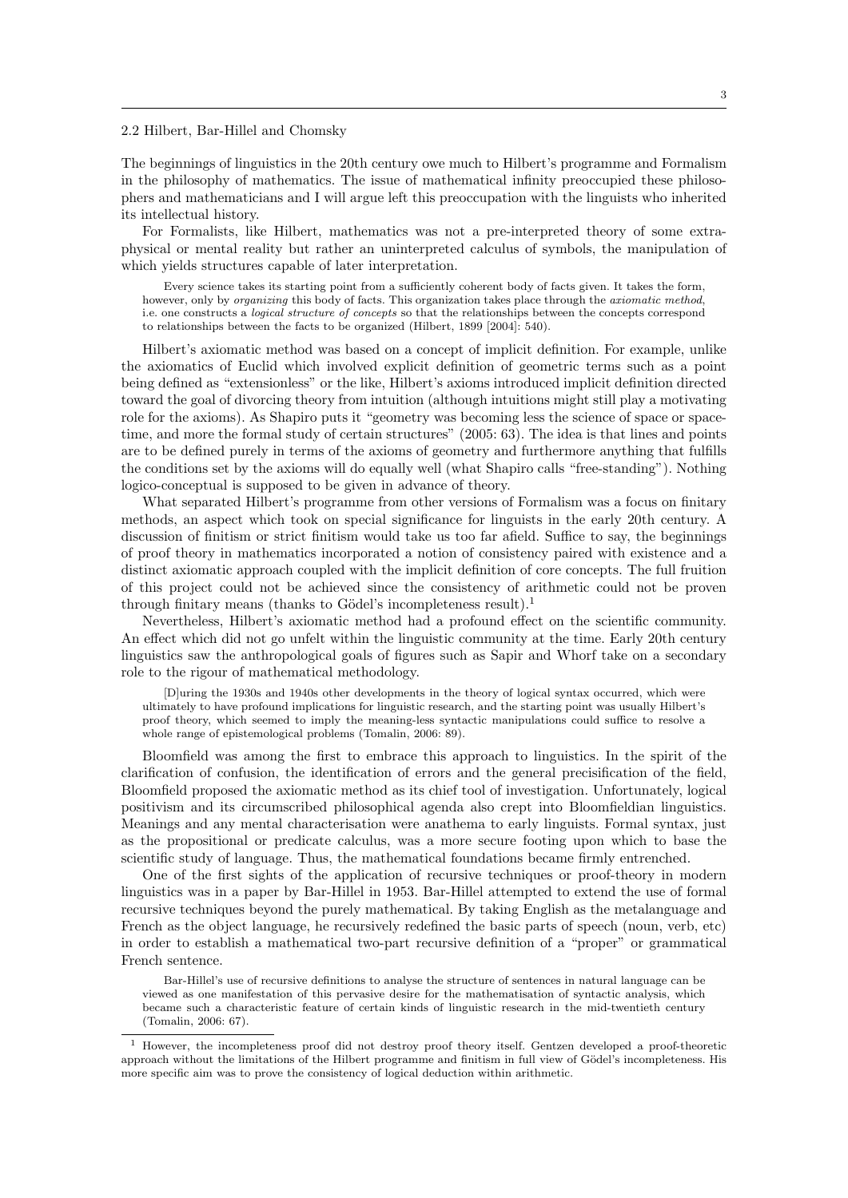### 2.2 Hilbert, Bar-Hillel and Chomsky

The beginnings of linguistics in the 20th century owe much to Hilbert's programme and Formalism in the philosophy of mathematics. The issue of mathematical infinity preoccupied these philosophers and mathematicians and I will argue left this preoccupation with the linguists who inherited its intellectual history.

For Formalists, like Hilbert, mathematics was not a pre-interpreted theory of some extra-physical or mental reality but rather an uninterpreted calculus of symbols, the manipulation of which yields structures capable of later interpretation.

> Every science takes its starting point from a sufficiently coherent body of facts given. It takes the form, however, only by *organizing* this body of facts. This organization takes place through the *axiomatic method*, i.e. one constructs a *logical structure of concepts* so that the relationships between the concepts correspond to relationships between the facts to be organized (Hilbert, 1899 [2004]: 540).

Hilbert's axiomatic method was based on a concept of implicit definition. For example, unlike the axiomatics of Euclid which involved explicit definition of geometric terms such as a point being defined as "extensionless" or the like, Hilbert's axioms introduced implicit definition directed toward the goal of divorcing theory from intuition (although intuitions might still play a motivating role for the axioms). As Shapiro puts it "geometry was becoming less the science of space or space-time, and more the formal study of certain structures" (2005: 63). The idea is that lines and points are to be defined purely in terms of the axioms of geometry and furthermore anything that fulfills the conditions set by the axioms will do equally well (what Shapiro calls "free-standing"). Nothing logico-conceptual is supposed to be given in advance of theory.

What separated Hilbert's programme from other versions of Formalism was a focus on finitary methods, an aspect which took on special significance for linguists in the early 20th century. A discussion of finitism or strict finitism would take us too far afield. Suffice to say, the beginnings of proof theory in mathematics incorporated a notion of consistency paired with existence and a distinct axiomatic approach coupled with the implicit definition of core concepts. The full fruition of this project could not be achieved since the consistency of arithmetic could not be proven through finitary means (thanks to Gödel's incompleteness result).[1]

Nevertheless, Hilbert's axiomatic method had a profound effect on the scientific community. An effect which did not go unfelt within the linguistic community at the time. Early 20th century linguistics saw the anthropological goals of figures such as Sapir and Whorf take on a secondary role to the rigour of mathematical methodology.

> [D]uring the 1930s and 1940s other developments in the theory of logical syntax occurred, which were ultimately to have profound implications for linguistic research, and the starting point was usually Hilbert's proof theory, which seemed to imply the meaning-less syntactic manipulations could suffice to resolve a whole range of epistemological problems (Tomalin, 2006: 89).

Bloomfield was among the first to embrace this approach to linguistics. In the spirit of the clarification of confusion, the identification of errors and the general precisification of the field, Bloomfield proposed the axiomatic method as its chief tool of investigation. Unfortunately, logical positivism and its circumscribed philosophical agenda also crept into Bloomfieldian linguistics. Meanings and any mental characterisation were anathema to early linguists. Formal syntax, just as the propositional or predicate calculus, was a more secure footing upon which to base the scientific study of language. Thus, the mathematical foundations became firmly entrenched.

One of the first sights of the application of recursive techniques or proof-theory in modern linguistics was in a paper by Bar-Hillel in 1953. Bar-Hillel attempted to extend the use of formal recursive techniques beyond the purely mathematical. By taking English as the metalanguage and French as the object language, he recursively redefined the basic parts of speech (noun, verb, etc) in order to establish a mathematical two-part recursive definition of a "proper" or grammatical French sentence.

> Bar-Hillel's use of recursive definitions to analyse the structure of sentences in natural language can be viewed as one manifestation of this pervasive desire for the mathematisation of syntactic analysis, which became such a characteristic feature of certain kinds of linguistic research in the mid-twentieth century (Tomalin, 2006: 67).

[1] However, the incompleteness proof did not destroy proof theory itself. Gentzen developed a proof-theoretic approach without the limitations of the Hilbert programme and finitism in full view of Gödel's incompleteness. His more specific aim was to prove the consistency of logical deduction within arithmetic.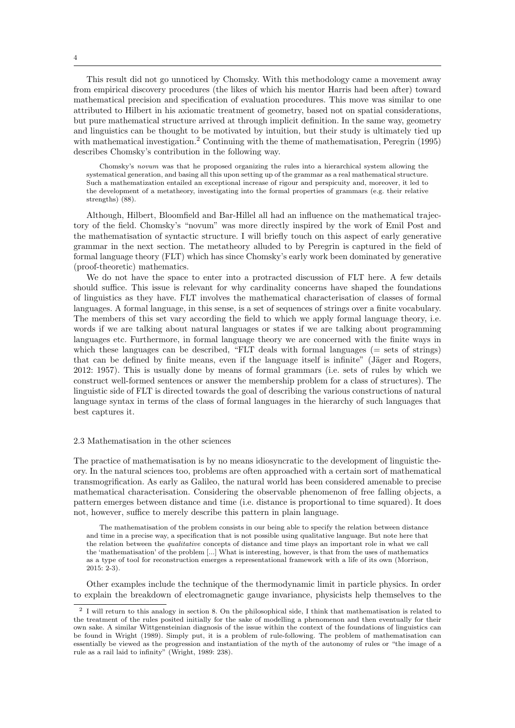This result did not go unnoticed by Chomsky. With this methodology came a movement away from empirical discovery procedures (the likes of which his mentor Harris had been after) toward mathematical precision and specification of evaluation procedures. This move was similar to one attributed to Hilbert in his axiomatic treatment of geometry, based not on spatial considerations, but pure mathematical structure arrived at through implicit definition. In the same way, geometry and linguistics can be thought to be motivated by intuition, but their study is ultimately tied up with mathematical investigation.[2] Continuing with the theme of mathematisation, Peregrin (1995) describes Chomsky's contribution in the following way.

> Chomsky's *novum* was that he proposed organizing the rules into a hierarchical system allowing the systematical generation, and basing all this upon setting up of the grammar as a real mathematical structure. Such a mathematization entailed an exceptional increase of rigour and perspicuity and, moreover, it led to the development of a metatheory, investigating into the formal properties of grammars (e.g. their relative strengths) (88).

Although, Hilbert, Bloomfield and Bar-Hillel all had an influence on the mathematical trajectory of the field. Chomsky's "novum" was more directly inspired by the work of Emil Post and the mathematisation of syntactic structure. I will briefly touch on this aspect of early generative grammar in the next section. The metatheory alluded to by Peregrin is captured in the field of formal language theory (FLT) which has since Chomsky's early work been dominated by generative (proof-theoretic) mathematics.

We do not have the space to enter into a protracted discussion of FLT here. A few details should suffice. This issue is relevant for why cardinality concerns have shaped the foundations of linguistics as they have. FLT involves the mathematical characterisation of classes of formal languages. A formal language, in this sense, is a set of sequences of strings over a finite vocabulary. The members of this set vary according the field to which we apply formal language theory, i.e. words if we are talking about natural languages or states if we are talking about programming languages etc. Furthermore, in formal language theory we are concerned with the finite ways in which these languages can be described, "FLT deals with formal languages (= sets of strings) that can be defined by finite means, even if the language itself is infinite" (Jäger and Rogers, 2012: 1957). This is usually done by means of formal grammars (i.e. sets of rules by which we construct well-formed sentences or answer the membership problem for a class of structures). The linguistic side of FLT is directed towards the goal of describing the various constructions of natural language syntax in terms of the class of formal languages in the hierarchy of such languages that best captures it.

### 2.3 Mathematisation in the other sciences

The practice of mathematisation is by no means idiosyncratic to the development of linguistic theory. In the natural sciences too, problems are often approached with a certain sort of mathematical transmogrification. As early as Galileo, the natural world has been considered amenable to precise mathematical characterisation. Considering the observable phenomenon of free falling objects, a pattern emerges between distance and time (i.e. distance is proportional to time squared). It does not, however, suffice to merely describe this pattern in plain language.

> The mathematisation of the problem consists in our being able to specify the relation between distance and time in a precise way, a specification that is not possible using qualitative language. But note here that the relation between the *qualitative* concepts of distance and time plays an important role in what we call the 'mathematisation' of the problem [...] What is interesting, however, is that from the uses of mathematics as a type of tool for reconstruction emerges a representational framework with a life of its own (Morrison, 2015: 2-3).

Other examples include the technique of the thermodynamic limit in particle physics. In order to explain the breakdown of electromagnetic gauge invariance, physicists help themselves to the

[2] I will return to this analogy in section 8. On the philosophical side, I think that mathematisation is related to the treatment of the rules posited initially for the sake of modelling a phenomenon and then eventually for their own sake. A similar Wittgensteinian diagnosis of the issue within the context of the foundations of linguistics can be found in Wright (1989). Simply put, it is a problem of rule-following. The problem of mathematisation can essentially be viewed as the progression and instantiation of the myth of the autonomy of rules or "the image of a rule as a rail laid to infinity" (Wright, 1989: 238).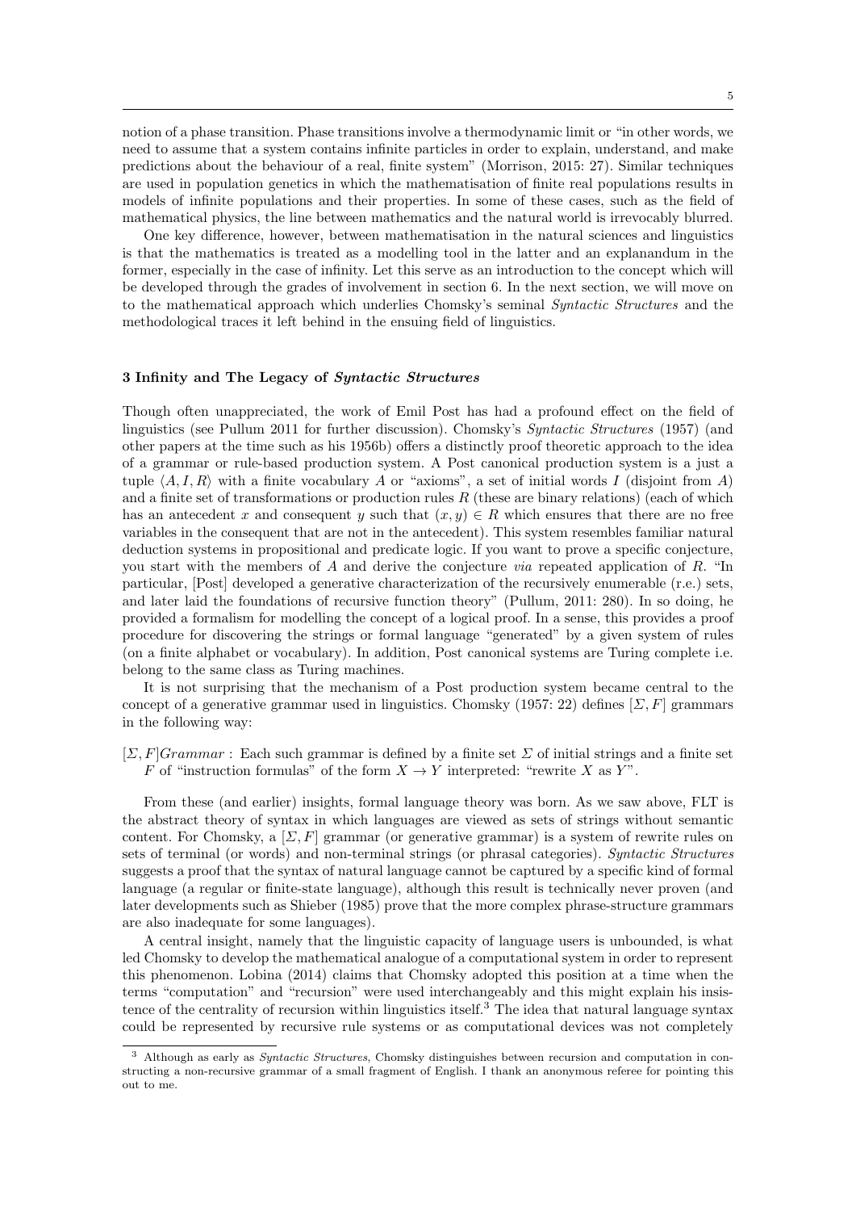notion of a phase transition. Phase transitions involve a thermodynamic limit or "in other words, we need to assume that a system contains infinite particles in order to explain, understand, and make predictions about the behaviour of a real, finite system" (Morrison, 2015: 27). Similar techniques are used in population genetics in which the mathematisation of finite real populations results in models of infinite populations and their properties. In some of these cases, such as the field of mathematical physics, the line between mathematics and the natural world is irrevocably blurred.

One key difference, however, between mathematisation in the natural sciences and linguistics is that the mathematics is treated as a modelling tool in the latter and an explanandum in the former, especially in the case of infinity. Let this serve as an introduction to the concept which will be developed through the grades of involvement in section 6. In the next section, we will move on to the mathematical approach which underlies Chomsky's seminal *Syntactic Structures* and the methodological traces it left behind in the ensuing field of linguistics.

## 3 Infinity and The Legacy of *Syntactic Structures*

Though often unappreciated, the work of Emil Post has had a profound effect on the field of linguistics (see Pullum 2011 for further discussion). Chomsky's *Syntactic Structures* (1957) (and other papers at the time such as his 1956b) offers a distinctly proof theoretic approach to the idea of a grammar or rule-based production system. A Post canonical production system is a just a tuple $\langle A, I, R\rangle$ with a finite vocabulary $A$ or "axioms", a set of initial words $I$ (disjoint from $A$) and a finite set of transformations or production rules $R$ (these are binary relations) (each of which has an antecedent $x$ and consequent $y$ such that $(x, y) \in R$ which ensures that there are no free variables in the consequent that are not in the antecedent). This system resembles familiar natural deduction systems in propositional and predicate logic. If you want to prove a specific conjecture, you start with the members of $A$ and derive the conjecture *via* repeated application of $R$. "In particular, [Post] developed a generative characterization of the recursively enumerable (r.e.) sets, and later laid the foundations of recursive function theory" (Pullum, 2011: 280). In so doing, he provided a formalism for modelling the concept of a logical proof. In a sense, this provides a proof procedure for discovering the strings or formal language "generated" by a given system of rules (on a finite alphabet or vocabulary). In addition, Post canonical systems are Turing complete i.e. belong to the same class as Turing machines.

It is not surprising that the mechanism of a Post production system became central to the concept of a generative grammar used in linguistics. Chomsky (1957: 22) defines $[\Sigma, F]$ grammars in the following way:

$[\Sigma, F]Grammar$ : Each such grammar is defined by a finite set $\Sigma$ of initial strings and a finite set $F$ of "instruction formulas" of the form $X \rightarrow Y$ interpreted: "rewrite $X$ as $Y$".

From these (and earlier) insights, formal language theory was born. As we saw above, FLT is the abstract theory of syntax in which languages are viewed as sets of strings without semantic content. For Chomsky, a $[\Sigma, F]$ grammar (or generative grammar) is a system of rewrite rules on sets of terminal (or words) and non-terminal strings (or phrasal categories). *Syntactic Structures* suggests a proof that the syntax of natural language cannot be captured by a specific kind of formal language (a regular or finite-state language), although this result is technically never proven (and later developments such as Shieber (1985) prove that the more complex phrase-structure grammars are also inadequate for some languages).

A central insight, namely that the linguistic capacity of language users is unbounded, is what led Chomsky to develop the mathematical analogue of a computational system in order to represent this phenomenon. Lobina (2014) claims that Chomsky adopted this position at a time when the terms "computation" and "recursion" were used interchangeably and this might explain his insistence of the centrality of recursion within linguistics itself.[3] The idea that natural language syntax could be represented by recursive rule systems or as computational devices was not completely

[3] Although as early as *Syntactic Structures*, Chomsky distinguishes between recursion and computation in constructing a non-recursive grammar of a small fragment of English. I thank an anonymous referee for pointing this out to me.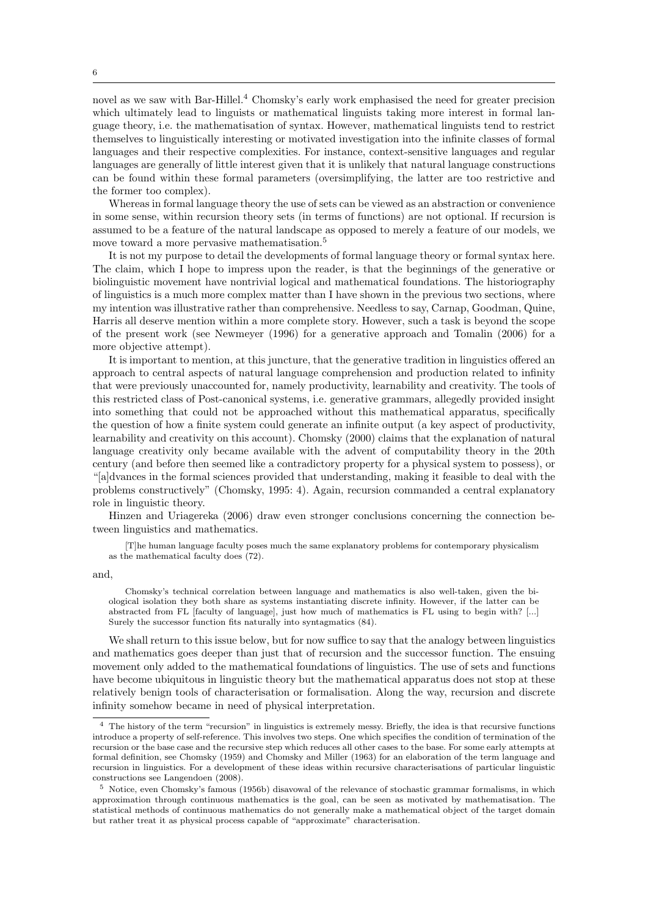novel as we saw with Bar-Hillel.[4] Chomsky's early work emphasised the need for greater precision which ultimately lead to linguists or mathematical linguists taking more interest in formal language theory, i.e. the mathematisation of syntax. However, mathematical linguists tend to restrict themselves to linguistically interesting or motivated investigation into the infinite classes of formal languages and their respective complexities. For instance, context-sensitive languages and regular languages are generally of little interest given that it is unlikely that natural language constructions can be found within these formal parameters (oversimplifying, the latter are too restrictive and the former too complex).

Whereas in formal language theory the use of sets can be viewed as an abstraction or convenience in some sense, within recursion theory sets (in terms of functions) are not optional. If recursion is assumed to be a feature of the natural landscape as opposed to merely a feature of our models, we move toward a more pervasive mathematisation.[5]

It is not my purpose to detail the developments of formal language theory or formal syntax here. The claim, which I hope to impress upon the reader, is that the beginnings of the generative or biolinguistic movement have nontrivial logical and mathematical foundations. The historiography of linguistics is a much more complex matter than I have shown in the previous two sections, where my intention was illustrative rather than comprehensive. Needless to say, Carnap, Goodman, Quine, Harris all deserve mention within a more complete story. However, such a task is beyond the scope of the present work (see Newmeyer (1996) for a generative approach and Tomalin (2006) for a more objective attempt).

It is important to mention, at this juncture, that the generative tradition in linguistics offered an approach to central aspects of natural language comprehension and production related to infinity that were previously unaccounted for, namely productivity, learnability and creativity. The tools of this restricted class of Post-canonical systems, i.e. generative grammars, allegedly provided insight into something that could not be approached without this mathematical apparatus, specifically the question of how a finite system could generate an infinite output (a key aspect of productivity, learnability and creativity on this account). Chomsky (2000) claims that the explanation of natural language creativity only became available with the advent of computability theory in the 20th century (and before then seemed like a contradictory property for a physical system to possess), or "[a]dvances in the formal sciences provided that understanding, making it feasible to deal with the problems constructively" (Chomsky, 1995: 4). Again, recursion commanded a central explanatory role in linguistic theory.

Hinzen and Uriagereka (2006) draw even stronger conclusions concerning the connection between linguistics and mathematics.

> [T]he human language faculty poses much the same explanatory problems for contemporary physicalism as the mathematical faculty does (72).

and,

> Chomsky's technical correlation between language and mathematics is also well-taken, given the biological isolation they both share as systems instantiating discrete infinity. However, if the latter can be abstracted from FL [faculty of language], just how much of mathematics is FL using to begin with? [...] Surely the successor function fits naturally into syntagmatics (84).

We shall return to this issue below, but for now suffice to say that the analogy between linguistics and mathematics goes deeper than just that of recursion and the successor function. The ensuing movement only added to the mathematical foundations of linguistics. The use of sets and functions have become ubiquitous in linguistic theory but the mathematical apparatus does not stop at these relatively benign tools of characterisation or formalisation. Along the way, recursion and discrete infinity somehow became in need of physical interpretation.

---

[4] The history of the term "recursion" in linguistics is extremely messy. Briefly, the idea is that recursive functions introduce a property of self-reference. This involves two steps. One which specifies the condition of termination of the recursion or the base case and the recursive step which reduces all other cases to the base. For some early attempts at formal definition, see Chomsky (1959) and Chomsky and Miller (1963) for an elaboration of the term language and recursion in linguistics. For a development of these ideas within recursive characterisations of particular linguistic constructions see Langendoen (2008).

[5] Notice, even Chomsky's famous (1956b) disavowal of the relevance of stochastic grammar formalisms, in which approximation through continuous mathematics is the goal, can be seen as motivated by mathematisation. The statistical methods of continuous mathematics do not generally make a mathematical object of the target domain but rather treat it as physical process capable of "approximate" characterisation.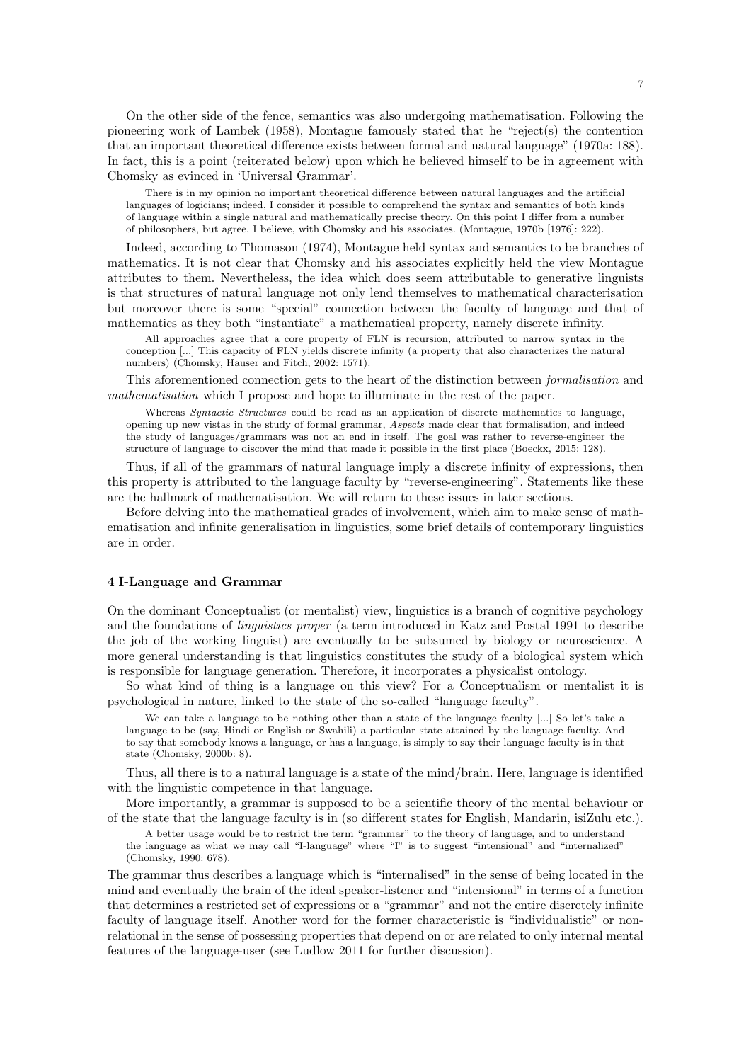On the other side of the fence, semantics was also undergoing mathematisation. Following the pioneering work of Lambek (1958), Montague famously stated that he "reject(s) the contention that an important theoretical difference exists between formal and natural language" (1970a: 188). In fact, this is a point (reiterated below) upon which he believed himself to be in agreement with Chomsky as evinced in 'Universal Grammar'.

> There is in my opinion no important theoretical difference between natural languages and the artificial languages of logicians; indeed, I consider it possible to comprehend the syntax and semantics of both kinds of language within a single natural and mathematically precise theory. On this point I differ from a number of philosophers, but agree, I believe, with Chomsky and his associates. (Montague, 1970b [1976]: 222).

Indeed, according to Thomason (1974), Montague held syntax and semantics to be branches of mathematics. It is not clear that Chomsky and his associates explicitly held the view Montague attributes to them. Nevertheless, the idea which does seem attributable to generative linguists is that structures of natural language not only lend themselves to mathematical characterisation but moreover there is some "special" connection between the faculty of language and that of mathematics as they both "instantiate" a mathematical property, namely discrete infinity.

> All approaches agree that a core property of FLN is recursion, attributed to narrow syntax in the conception [...] This capacity of FLN yields discrete infinity (a property that also characterizes the natural numbers) (Chomsky, Hauser and Fitch, 2002: 1571).

This aforementioned connection gets to the heart of the distinction between *formalisation* and *mathematisation* which I propose and hope to illuminate in the rest of the paper.

> Whereas *Syntactic Structures* could be read as an application of discrete mathematics to language, opening up new vistas in the study of formal grammar, *Aspects* made clear that formalisation, and indeed the study of languages/grammars was not an end in itself. The goal was rather to reverse-engineer the structure of language to discover the mind that made it possible in the first place (Boeckx, 2015: 128).

Thus, if all of the grammars of natural language imply a discrete infinity of expressions, then this property is attributed to the language faculty by "reverse-engineering". Statements like these are the hallmark of mathematisation. We will return to these issues in later sections.

Before delving into the mathematical grades of involvement, which aim to make sense of mathematisation and infinite generalisation in linguistics, some brief details of contemporary linguistics are in order.

## 4 I-Language and Grammar

On the dominant Conceptualist (or mentalist) view, linguistics is a branch of cognitive psychology and the foundations of *linguistics proper* (a term introduced in Katz and Postal 1991 to describe the job of the working linguist) are eventually to be subsumed by biology or neuroscience. A more general understanding is that linguistics constitutes the study of a biological system which is responsible for language generation. Therefore, it incorporates a physicalist ontology.

So what kind of thing is a language on this view? For a Conceptualism or mentalist it is psychological in nature, linked to the state of the so-called "language faculty".

> We can take a language to be nothing other than a state of the language faculty [...] So let's take a language to be (say, Hindi or English or Swahili) a particular state attained by the language faculty. And to say that somebody knows a language, or has a language, is simply to say their language faculty is in that state (Chomsky, 2000b: 8).

Thus, all there is to a natural language is a state of the mind/brain. Here, language is identified with the linguistic competence in that language.

More importantly, a grammar is supposed to be a scientific theory of the mental behaviour or of the state that the language faculty is in (so different states for English, Mandarin, isiZulu etc.).

> A better usage would be to restrict the term "grammar" to the theory of language, and to understand the language as what we may call "I-language" where "I" is to suggest "intensional" and "internalized" (Chomsky, 1990: 678).

The grammar thus describes a language which is "internalised" in the sense of being located in the mind and eventually the brain of the ideal speaker-listener and "intensional" in terms of a function that determines a restricted set of expressions or a "grammar" and not the entire discretely infinite faculty of language itself. Another word for the former characteristic is "individualistic" or non-relational in the sense of possessing properties that depend on or are related to only internal mental features of the language-user (see Ludlow 2011 for further discussion).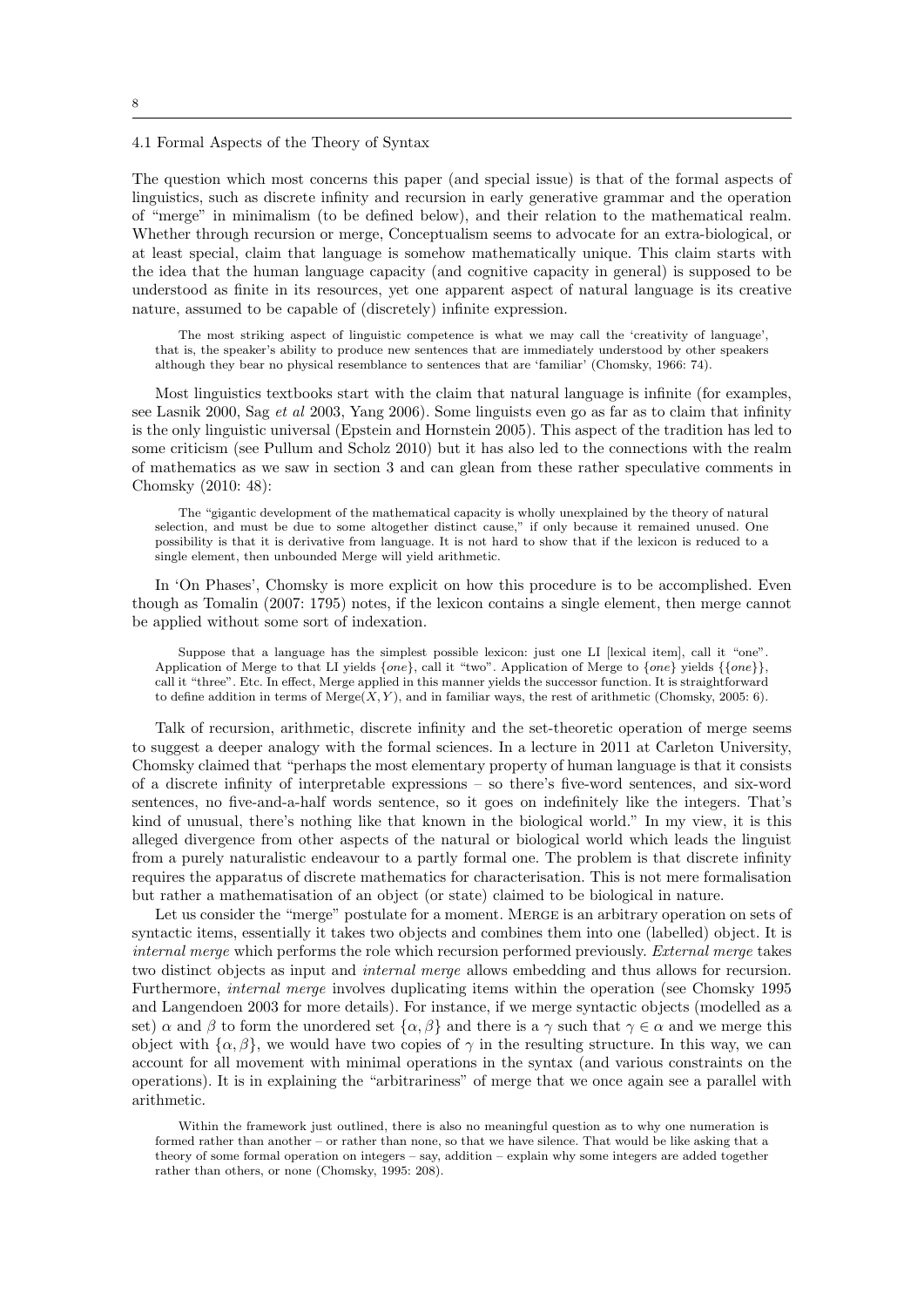### 4.1 Formal Aspects of the Theory of Syntax

The question which most concerns this paper (and special issue) is that of the formal aspects of linguistics, such as discrete infinity and recursion in early generative grammar and the operation of "merge" in minimalism (to be defined below), and their relation to the mathematical realm. Whether through recursion or merge, Conceptualism seems to advocate for an extra-biological, or at least special, claim that language is somehow mathematically unique. This claim starts with the idea that the human language capacity (and cognitive capacity in general) is supposed to be understood as finite in its resources, yet one apparent aspect of natural language is its creative nature, assumed to be capable of (discretely) infinite expression.

> The most striking aspect of linguistic competence is what we may call the 'creativity of language', that is, the speaker's ability to produce new sentences that are immediately understood by other speakers although they bear no physical resemblance to sentences that are 'familiar' (Chomsky, 1966: 74).

Most linguistics textbooks start with the claim that natural language is infinite (for examples, see Lasnik 2000, Sag *et al* 2003, Yang 2006). Some linguists even go as far as to claim that infinity is the only linguistic universal (Epstein and Hornstein 2005). This aspect of the tradition has led to some criticism (see Pullum and Scholz 2010) but it has also led to the connections with the realm of mathematics as we saw in section 3 and can glean from these rather speculative comments in Chomsky (2010: 48):

> The "gigantic development of the mathematical capacity is wholly unexplained by the theory of natural selection, and must be due to some altogether distinct cause," if only because it remained unused. One possibility is that it is derivative from language. It is not hard to show that if the lexicon is reduced to a single element, then unbounded Merge will yield arithmetic.

In 'On Phases', Chomsky is more explicit on how this procedure is to be accomplished. Even though as Tomalin (2007: 1795) notes, if the lexicon contains a single element, then merge cannot be applied without some sort of indexation.

> Suppose that a language has the simplest possible lexicon: just one LI [lexical item], call it "one". Application of Merge to that LI yields $\{one\}$, call it "two". Application of Merge to $\{one\}$ yields $\{\{one\}\}$, call it "three". Etc. In effect, Merge applied in this manner yields the successor function. It is straightforward to define addition in terms of $\text{Merge}(X, Y)$, and in familiar ways, the rest of arithmetic (Chomsky, 2005: 6).

Talk of recursion, arithmetic, discrete infinity and the set-theoretic operation of merge seems to suggest a deeper analogy with the formal sciences. In a lecture in 2011 at Carleton University, Chomsky claimed that "perhaps the most elementary property of human language is that it consists of a discrete infinity of interpretable expressions – so there's five-word sentences, and six-word sentences, no five-and-a-half words sentence, so it goes on indefinitely like the integers. That's kind of unusual, there's nothing like that known in the biological world." In my view, it is this alleged divergence from other aspects of the natural or biological world which leads the linguist from a purely naturalistic endeavour to a partly formal one. The problem is that discrete infinity requires the apparatus of discrete mathematics for characterisation. This is not mere formalisation but rather a mathematisation of an object (or state) claimed to be biological in nature.

Let us consider the "merge" postulate for a moment. Merge is an arbitrary operation on sets of syntactic items, essentially it takes two objects and combines them into one (labelled) object. It is *internal merge* which performs the role which recursion performed previously. *External merge* takes two distinct objects as input and *internal merge* allows embedding and thus allows for recursion. Furthermore, *internal merge* involves duplicating items within the operation (see Chomsky 1995 and Langendoen 2003 for more details). For instance, if we merge syntactic objects (modelled as a set) $\alpha$ and $\beta$ to form the unordered set $\{\alpha, \beta\}$ and there is a $\gamma$ such that $\gamma \in \alpha$ and we merge this object with $\{\alpha, \beta\}$, we would have two copies of $\gamma$ in the resulting structure. In this way, we can account for all movement with minimal operations in the syntax (and various constraints on the operations). It is in explaining the "arbitrariness" of merge that we once again see a parallel with arithmetic.

> Within the framework just outlined, there is also no meaningful question as to why one numeration is formed rather than another – or rather than none, so that we have silence. That would be like asking that a theory of some formal operation on integers – say, addition – explain why some integers are added together rather than others, or none (Chomsky, 1995: 208).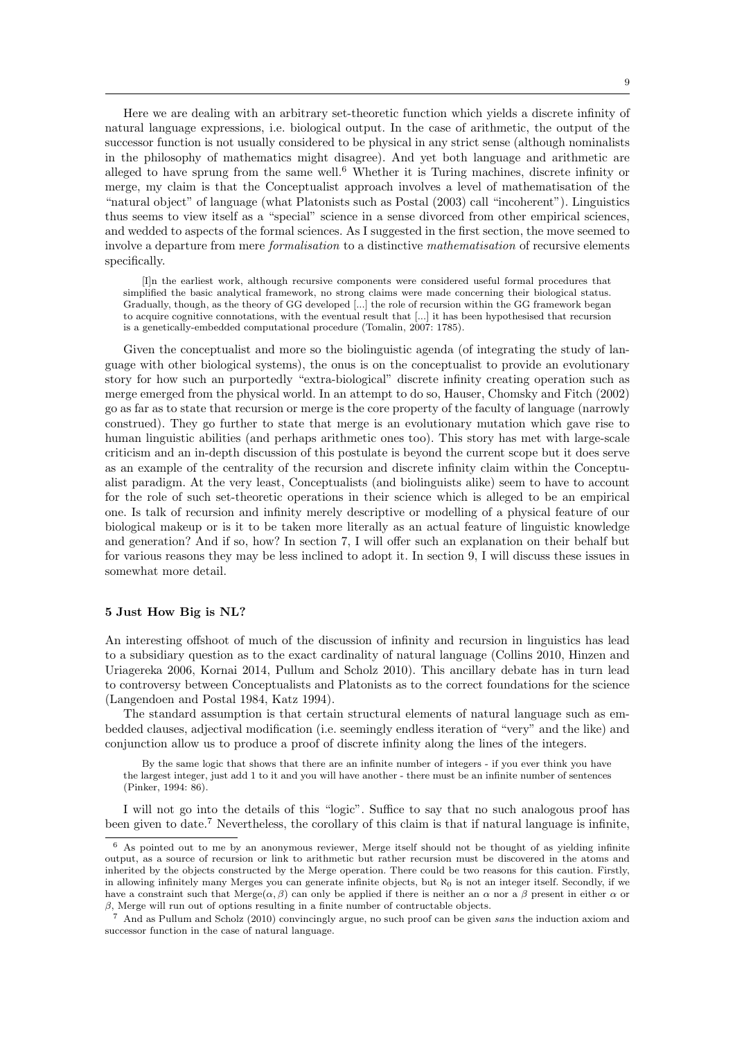Here we are dealing with an arbitrary set-theoretic function which yields a discrete infinity of natural language expressions, i.e. biological output. In the case of arithmetic, the output of the successor function is not usually considered to be physical in any strict sense (although nominalists in the philosophy of mathematics might disagree). And yet both language and arithmetic are alleged to have sprung from the same well.[6] Whether it is Turing machines, discrete infinity or merge, my claim is that the Conceptualist approach involves a level of mathematisation of the "natural object" of language (what Platonists such as Postal (2003) call "incoherent"). Linguistics thus seems to view itself as a "special" science in a sense divorced from other empirical sciences, and wedded to aspects of the formal sciences. As I suggested in the first section, the move seemed to involve a departure from mere *formalisation* to a distinctive *mathematisation* of recursive elements specifically.

> [I]n the earliest work, although recursive components were considered useful formal procedures that simplified the basic analytical framework, no strong claims were made concerning their biological status. Gradually, though, as the theory of GG developed [...] the role of recursion within the GG framework began to acquire cognitive connotations, with the eventual result that [...] it has been hypothesised that recursion is a genetically-embedded computational procedure (Tomalin, 2007: 1785).

Given the conceptualist and more so the biolinguistic agenda (of integrating the study of language with other biological systems), the onus is on the conceptualist to provide an evolutionary story for how such an purportedly "extra-biological" discrete infinity creating operation such as merge emerged from the physical world. In an attempt to do so, Hauser, Chomsky and Fitch (2002) go as far as to state that recursion or merge is the core property of the faculty of language (narrowly construed). They go further to state that merge is an evolutionary mutation which gave rise to human linguistic abilities (and perhaps arithmetic ones too). This story has met with large-scale criticism and an in-depth discussion of this postulate is beyond the current scope but it does serve as an example of the centrality of the recursion and discrete infinity claim within the Conceptualist paradigm. At the very least, Conceptualists (and biolinguists alike) seem to have to account for the role of such set-theoretic operations in their science which is alleged to be an empirical one. Is talk of recursion and infinity merely descriptive or modelling of a physical feature of our biological makeup or is it to be taken more literally as an actual feature of linguistic knowledge and generation? And if so, how? In section 7, I will offer such an explanation on their behalf but for various reasons they may be less inclined to adopt it. In section 9, I will discuss these issues in somewhat more detail.

## 5 Just How Big is NL?

An interesting offshoot of much of the discussion of infinity and recursion in linguistics has lead to a subsidiary question as to the exact cardinality of natural language (Collins 2010, Hinzen and Uriagereka 2006, Kornai 2014, Pullum and Scholz 2010). This ancillary debate has in turn lead to controversy between Conceptualists and Platonists as to the correct foundations for the science (Langendoen and Postal 1984, Katz 1994).

The standard assumption is that certain structural elements of natural language such as embedded clauses, adjectival modification (i.e. seemingly endless iteration of "very" and the like) and conjunction allow us to produce a proof of discrete infinity along the lines of the integers.

> By the same logic that shows that there are an infinite number of integers - if you ever think you have the largest integer, just add 1 to it and you will have another - there must be an infinite number of sentences (Pinker, 1994: 86).

I will not go into the details of this "logic". Suffice to say that no such analogous proof has been given to date.[7] Nevertheless, the corollary of this claim is that if natural language is infinite,

[6] As pointed out to me by an anonymous reviewer, Merge itself should not be thought of as yielding infinite output, as a source of recursion or link to arithmetic but rather recursion must be discovered in the atoms and inherited by the objects constructed by the Merge operation. There could be two reasons for this caution. Firstly, in allowing infinitely many Merges you can generate infinite objects, but $\aleph_0$ is not an integer itself. Secondly, if we have a constraint such that Merge($\alpha, \beta$) can only be applied if there is neither an $\alpha$ nor a $\beta$ present in either $\alpha$ or $\beta$, Merge will run out of options resulting in a finite number of contructable objects.

[7] And as Pullum and Scholz (2010) convincingly argue, no such proof can be given *sans* the induction axiom and successor function in the case of natural language.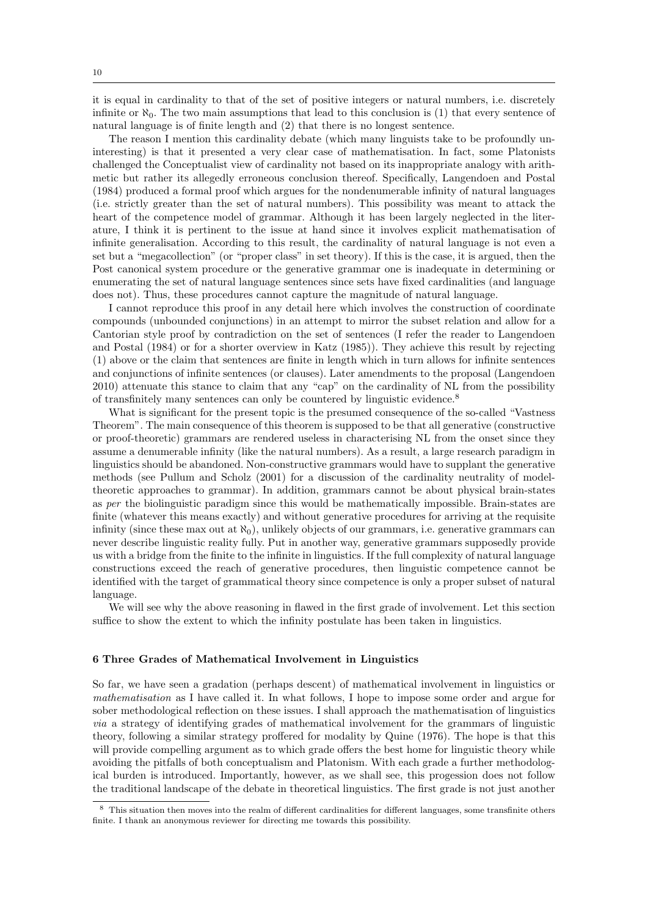it is equal in cardinality to that of the set of positive integers or natural numbers, i.e. discretely infinite or $\aleph_0$. The two main assumptions that lead to this conclusion is (1) that every sentence of natural language is of finite length and (2) that there is no longest sentence.

The reason I mention this cardinality debate (which many linguists take to be profoundly uninteresting) is that it presented a very clear case of mathematisation. In fact, some Platonists challenged the Conceptualist view of cardinality not based on its inappropriate analogy with arithmetic but rather its allegedly erroneous conclusion thereof. Specifically, Langendoen and Postal (1984) produced a formal proof which argues for the nondenumerable infinity of natural languages (i.e. strictly greater than the set of natural numbers). This possibility was meant to attack the heart of the competence model of grammar. Although it has been largely neglected in the literature, I think it is pertinent to the issue at hand since it involves explicit mathematisation of infinite generalisation. According to this result, the cardinality of natural language is not even a set but a "megacollection" (or "proper class" in set theory). If this is the case, it is argued, then the Post canonical system procedure or the generative grammar one is inadequate in determining or enumerating the set of natural language sentences since sets have fixed cardinalities (and language does not). Thus, these procedures cannot capture the magnitude of natural language.

I cannot reproduce this proof in any detail here which involves the construction of coordinate compounds (unbounded conjunctions) in an attempt to mirror the subset relation and allow for a Cantorian style proof by contradiction on the set of sentences (I refer the reader to Langendoen and Postal (1984) or for a shorter overview in Katz (1985)). They achieve this result by rejecting (1) above or the claim that sentences are finite in length which in turn allows for infinite sentences and conjunctions of infinite sentences (or clauses). Later amendments to the proposal (Langendoen 2010) attenuate this stance to claim that any "cap" on the cardinality of NL from the possibility of transfinitely many sentences can only be countered by linguistic evidence.[8]

What is significant for the present topic is the presumed consequence of the so-called "Vastness Theorem". The main consequence of this theorem is supposed to be that all generative (constructive or proof-theoretic) grammars are rendered useless in characterising NL from the onset since they assume a denumerable infinity (like the natural numbers). As a result, a large research paradigm in linguistics should be abandoned. Non-constructive grammars would have to supplant the generative methods (see Pullum and Scholz (2001) for a discussion of the cardinality neutrality of model-theoretic approaches to grammar). In addition, grammars cannot be about physical brain-states as *per* the biolinguistic paradigm since this would be mathematically impossible. Brain-states are finite (whatever this means exactly) and without generative procedures for arriving at the requisite infinity (since these max out at $\aleph_0$), unlikely objects of our grammars, i.e. generative grammars can never describe linguistic reality fully. Put in another way, generative grammars supposedly provide us with a bridge from the finite to the infinite in linguistics. If the full complexity of natural language constructions exceed the reach of generative procedures, then linguistic competence cannot be identified with the target of grammatical theory since competence is only a proper subset of natural language.

We will see why the above reasoning in flawed in the first grade of involvement. Let this section suffice to show the extent to which the infinity postulate has been taken in linguistics.

## 6 Three Grades of Mathematical Involvement in Linguistics

So far, we have seen a gradation (perhaps descent) of mathematical involvement in linguistics or *mathematisation* as I have called it. In what follows, I hope to impose some order and argue for sober methodological reflection on these issues. I shall approach the mathematisation of linguistics *via* a strategy of identifying grades of mathematical involvement for the grammars of linguistic theory, following a similar strategy proffered for modality by Quine (1976). The hope is that this will provide compelling argument as to which grade offers the best home for linguistic theory while avoiding the pitfalls of both conceptualism and Platonism. With each grade a further methodological burden is introduced. Importantly, however, as we shall see, this progession does not follow the traditional landscape of the debate in theoretical linguistics. The first grade is not just another

[8] This situation then moves into the realm of different cardinalities for different languages, some transfinite others finite. I thank an anonymous reviewer for directing me towards this possibility.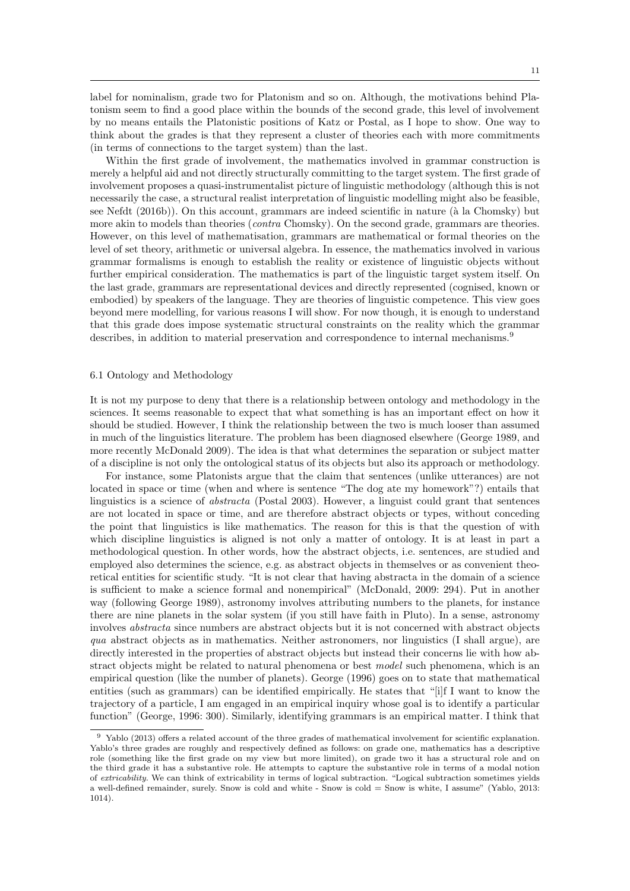label for nominalism, grade two for Platonism and so on. Although, the motivations behind Platonism seem to find a good place within the bounds of the second grade, this level of involvement by no means entails the Platonistic positions of Katz or Postal, as I hope to show. One way to think about the grades is that they represent a cluster of theories each with more commitments (in terms of connections to the target system) than the last.

Within the first grade of involvement, the mathematics involved in grammar construction is merely a helpful aid and not directly structurally committing to the target system. The first grade of involvement proposes a quasi-instrumentalist picture of linguistic methodology (although this is not necessarily the case, a structural realist interpretation of linguistic modelling might also be feasible, see Nefdt (2016b)). On this account, grammars are indeed scientific in nature (à la Chomsky) but more akin to models than theories (*contra* Chomsky). On the second grade, grammars are theories. However, on this level of mathematisation, grammars are mathematical or formal theories on the level of set theory, arithmetic or universal algebra. In essence, the mathematics involved in various grammar formalisms is enough to establish the reality or existence of linguistic objects without further empirical consideration. The mathematics is part of the linguistic target system itself. On the last grade, grammars are representational devices and directly represented (cognised, known or embodied) by speakers of the language. They are theories of linguistic competence. This view goes beyond mere modelling, for various reasons I will show. For now though, it is enough to understand that this grade does impose systematic structural constraints on the reality which the grammar describes, in addition to material preservation and correspondence to internal mechanisms.[9]

### 6.1 Ontology and Methodology

It is not my purpose to deny that there is a relationship between ontology and methodology in the sciences. It seems reasonable to expect that what something is has an important effect on how it should be studied. However, I think the relationship between the two is much looser than assumed in much of the linguistics literature. The problem has been diagnosed elsewhere (George 1989, and more recently McDonald 2009). The idea is that what determines the separation or subject matter of a discipline is not only the ontological status of its objects but also its approach or methodology.

For instance, some Platonists argue that the claim that sentences (unlike utterances) are not located in space or time (when and where is sentence "The dog ate my homework"?) entails that linguistics is a science of *abstracta* (Postal 2003). However, a linguist could grant that sentences are not located in space or time, and are therefore abstract objects or types, without conceding the point that linguistics is like mathematics. The reason for this is that the question of with which discipline linguistics is aligned is not only a matter of ontology. It is at least in part a methodological question. In other words, how the abstract objects, i.e. sentences, are studied and employed also determines the science, e.g. as abstract objects in themselves or as convenient theoretical entities for scientific study. "It is not clear that having abstracta in the domain of a science is sufficient to make a science formal and nonempirical" (McDonald, 2009: 294). Put in another way (following George 1989), astronomy involves attributing numbers to the planets, for instance there are nine planets in the solar system (if you still have faith in Pluto). In a sense, astronomy involves *abstracta* since numbers are abstract objects but it is not concerned with abstract objects *qua* abstract objects as in mathematics. Neither astronomers, nor linguistics (I shall argue), are directly interested in the properties of abstract objects but instead their concerns lie with how abstract objects might be related to natural phenomena or best *model* such phenomena, which is an empirical question (like the number of planets). George (1996) goes on to state that mathematical entities (such as grammars) can be identified empirically. He states that "[i]f I want to know the trajectory of a particle, I am engaged in an empirical inquiry whose goal is to identify a particular function" (George, 1996: 300). Similarly, identifying grammars is an empirical matter. I think that

---

[9] Yablo (2013) offers a related account of the three grades of mathematical involvement for scientific explanation. Yablo's three grades are roughly and respectively defined as follows: on grade one, mathematics has a descriptive role (something like the first grade on my view but more limited), on grade two it has a structural role and on the third grade it has a substantive role. He attempts to capture the substantive role in terms of a modal notion of *extricability*. We can think of extricability in terms of logical subtraction. "Logical subtraction sometimes yields a well-defined remainder, surely. Snow is cold and white - Snow is cold = Snow is white, I assume" (Yablo, 2013: 1014).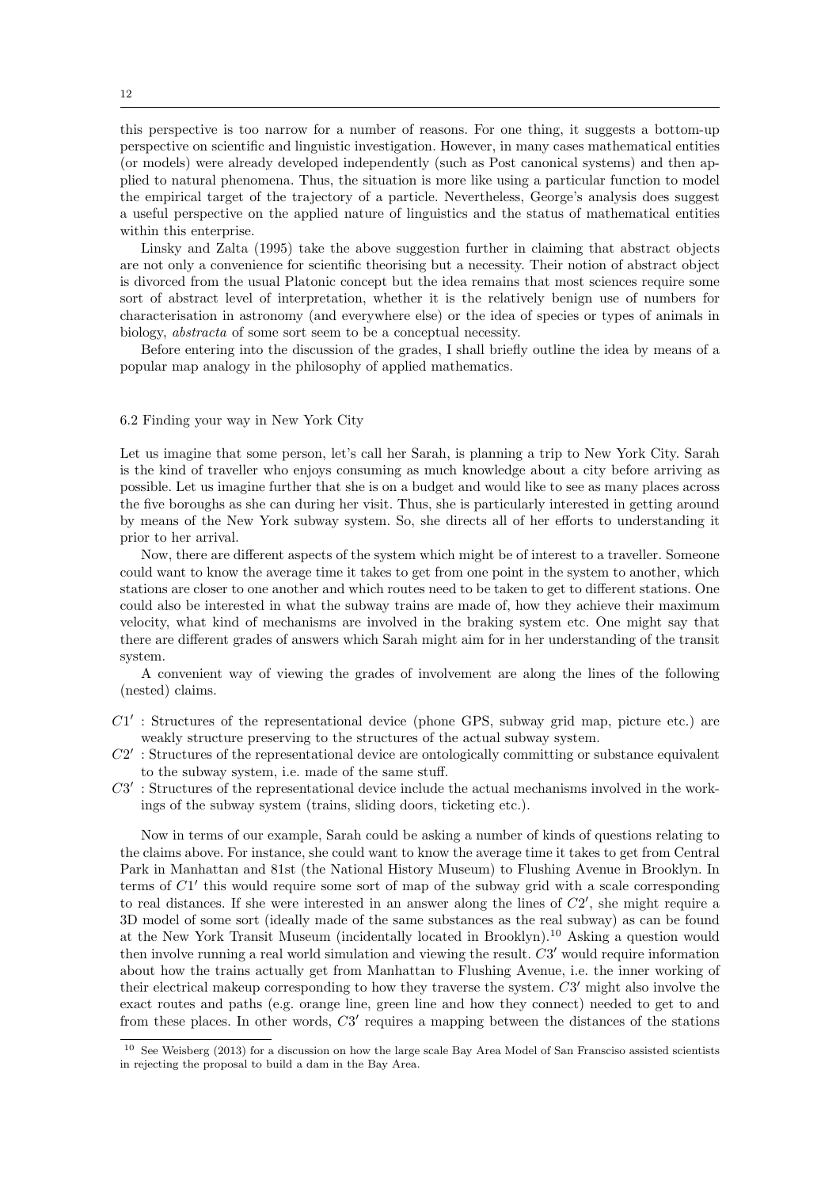this perspective is too narrow for a number of reasons. For one thing, it suggests a bottom-up perspective on scientific and linguistic investigation. However, in many cases mathematical entities (or models) were already developed independently (such as Post canonical systems) and then applied to natural phenomena. Thus, the situation is more like using a particular function to model the empirical target of the trajectory of a particle. Nevertheless, George's analysis does suggest a useful perspective on the applied nature of linguistics and the status of mathematical entities within this enterprise.

Linsky and Zalta (1995) take the above suggestion further in claiming that abstract objects are not only a convenience for scientific theorising but a necessity. Their notion of abstract object is divorced from the usual Platonic concept but the idea remains that most sciences require some sort of abstract level of interpretation, whether it is the relatively benign use of numbers for characterisation in astronomy (and everywhere else) or the idea of species or types of animals in biology, *abstracta* of some sort seem to be a conceptual necessity.

Before entering into the discussion of the grades, I shall briefly outline the idea by means of a popular map analogy in the philosophy of applied mathematics.

### 6.2 Finding your way in New York City

Let us imagine that some person, let's call her Sarah, is planning a trip to New York City. Sarah is the kind of traveller who enjoys consuming as much knowledge about a city before arriving as possible. Let us imagine further that she is on a budget and would like to see as many places across the five boroughs as she can during her visit. Thus, she is particularly interested in getting around by means of the New York subway system. So, she directs all of her efforts to understanding it prior to her arrival.

Now, there are different aspects of the system which might be of interest to a traveller. Someone could want to know the average time it takes to get from one point in the system to another, which stations are closer to one another and which routes need to be taken to get to different stations. One could also be interested in what the subway trains are made of, how they achieve their maximum velocity, what kind of mechanisms are involved in the braking system etc. One might say that there are different grades of answers which Sarah might aim for in her understanding of the transit system.

A convenient way of viewing the grades of involvement are along the lines of the following (nested) claims.

- $C1'$ : Structures of the representational device (phone GPS, subway grid map, picture etc.) are weakly structure preserving to the structures of the actual subway system.
- $C2'$ : Structures of the representational device are ontologically committing or substance equivalent to the subway system, i.e. made of the same stuff.
- $C3'$ : Structures of the representational device include the actual mechanisms involved in the workings of the subway system (trains, sliding doors, ticketing etc.).

Now in terms of our example, Sarah could be asking a number of kinds of questions relating to the claims above. For instance, she could want to know the average time it takes to get from Central Park in Manhattan and 81st (the National History Museum) to Flushing Avenue in Brooklyn. In terms of $C1'$ this would require some sort of map of the subway grid with a scale corresponding to real distances. If she were interested in an answer along the lines of $C2'$, she might require a 3D model of some sort (ideally made of the same substances as the real subway) as can be found at the New York Transit Museum (incidentally located in Brooklyn).[10] Asking a question would then involve running a real world simulation and viewing the result. $C3'$ would require information about how the trains actually get from Manhattan to Flushing Avenue, i.e. the inner working of their electrical makeup corresponding to how they traverse the system. $C3'$ might also involve the exact routes and paths (e.g. orange line, green line and how they connect) needed to get to and from these places. In other words, $C3'$ requires a mapping between the distances of the stations

[10] See Weisberg (2013) for a discussion on how the large scale Bay Area Model of San Fransciso assisted scientists in rejecting the proposal to build a dam in the Bay Area.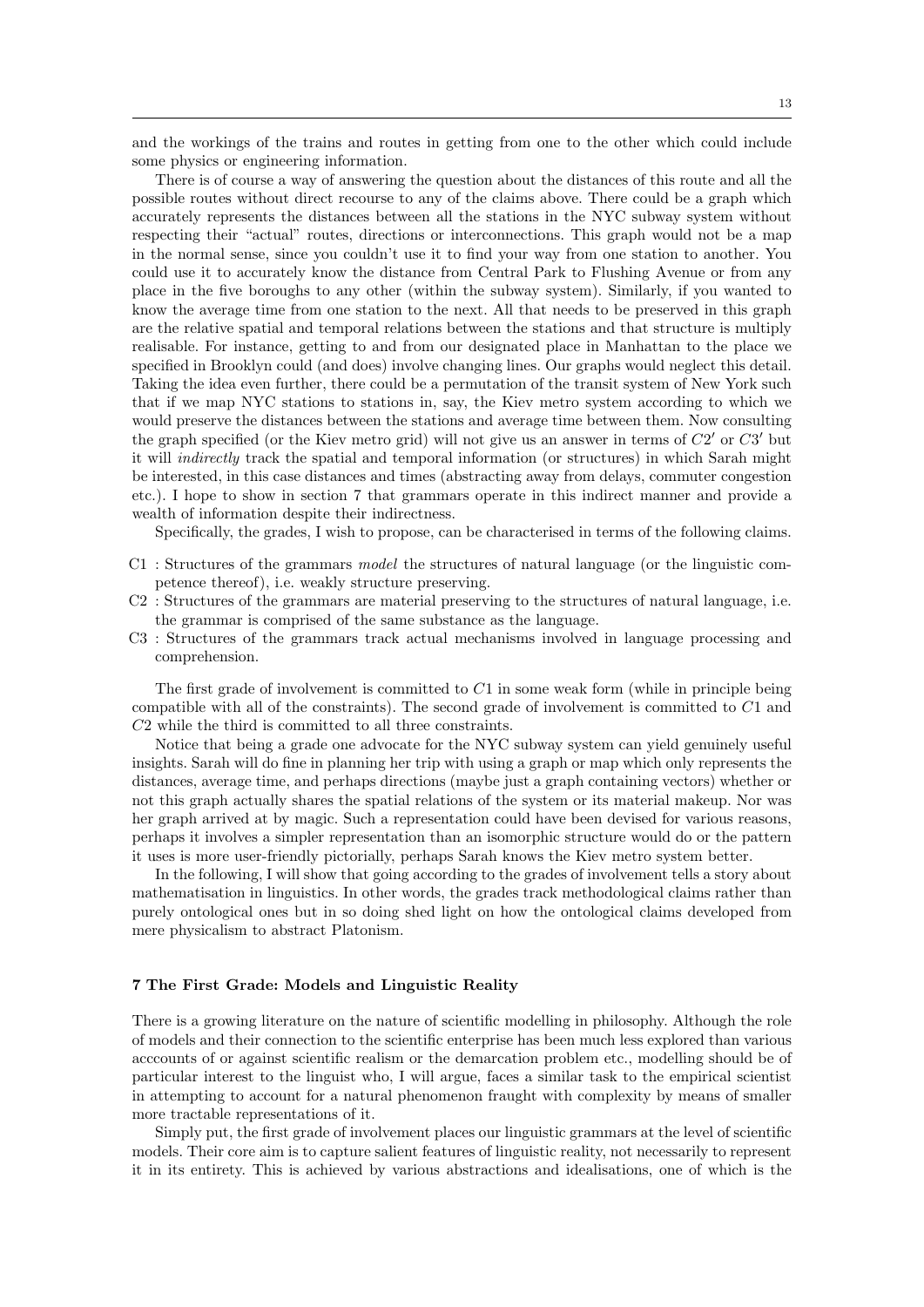and the workings of the trains and routes in getting from one to the other which could include some physics or engineering information.

There is of course a way of answering the question about the distances of this route and all the possible routes without direct recourse to any of the claims above. There could be a graph which accurately represents the distances between all the stations in the NYC subway system without respecting their "actual" routes, directions or interconnections. This graph would not be a map in the normal sense, since you couldn't use it to find your way from one station to another. You could use it to accurately know the distance from Central Park to Flushing Avenue or from any place in the five boroughs to any other (within the subway system). Similarly, if you wanted to know the average time from one station to the next. All that needs to be preserved in this graph are the relative spatial and temporal relations between the stations and that structure is multiply realisable. For instance, getting to and from our designated place in Manhattan to the place we specified in Brooklyn could (and does) involve changing lines. Our graphs would neglect this detail. Taking the idea even further, there could be a permutation of the transit system of New York such that if we map NYC stations to stations in, say, the Kiev metro system according to which we would preserve the distances between the stations and average time between them. Now consulting the graph specified (or the Kiev metro grid) will not give us an answer in terms of $C2'$ or $C3'$ but it will *indirectly* track the spatial and temporal information (or structures) in which Sarah might be interested, in this case distances and times (abstracting away from delays, commuter congestion etc.). I hope to show in section 7 that grammars operate in this indirect manner and provide a wealth of information despite their indirectness.

Specifically, the grades, I wish to propose, can be characterised in terms of the following claims.

- $C1$ : Structures of the grammars *model* the structures of natural language (or the linguistic competence thereof), i.e. weakly structure preserving.
- $C2$ : Structures of the grammars are material preserving to the structures of natural language, i.e. the grammar is comprised of the same substance as the language.
- $C3$ : Structures of the grammars track actual mechanisms involved in language processing and comprehension.

The first grade of involvement is committed to $C1$ in some weak form (while in principle being compatible with all of the constraints). The second grade of involvement is committed to $C1$ and $C2$ while the third is committed to all three constraints.

Notice that being a grade one advocate for the NYC subway system can yield genuinely useful insights. Sarah will do fine in planning her trip with using a graph or map which only represents the distances, average time, and perhaps directions (maybe just a graph containing vectors) whether or not this graph actually shares the spatial relations of the system or its material makeup. Nor was her graph arrived at by magic. Such a representation could have been devised for various reasons, perhaps it involves a simpler representation than an isomorphic structure would do or the pattern it uses is more user-friendly pictorially, perhaps Sarah knows the Kiev metro system better.

In the following, I will show that going according to the grades of involvement tells a story about mathematisation in linguistics. In other words, the grades track methodological claims rather than purely ontological ones but in so doing shed light on how the ontological claims developed from mere physicalism to abstract Platonism.

## 7 The First Grade: Models and Linguistic Reality

There is a growing literature on the nature of scientific modelling in philosophy. Although the role of models and their connection to the scientific enterprise has been much less explored than various acccounts of or against scientific realism or the demarcation problem etc., modelling should be of particular interest to the linguist who, I will argue, faces a similar task to the empirical scientist in attempting to account for a natural phenomenon fraught with complexity by means of smaller more tractable representations of it.

Simply put, the first grade of involvement places our linguistic grammars at the level of scientific models. Their core aim is to capture salient features of linguistic reality, not necessarily to represent it in its entirety. This is achieved by various abstractions and idealisations, one of which is the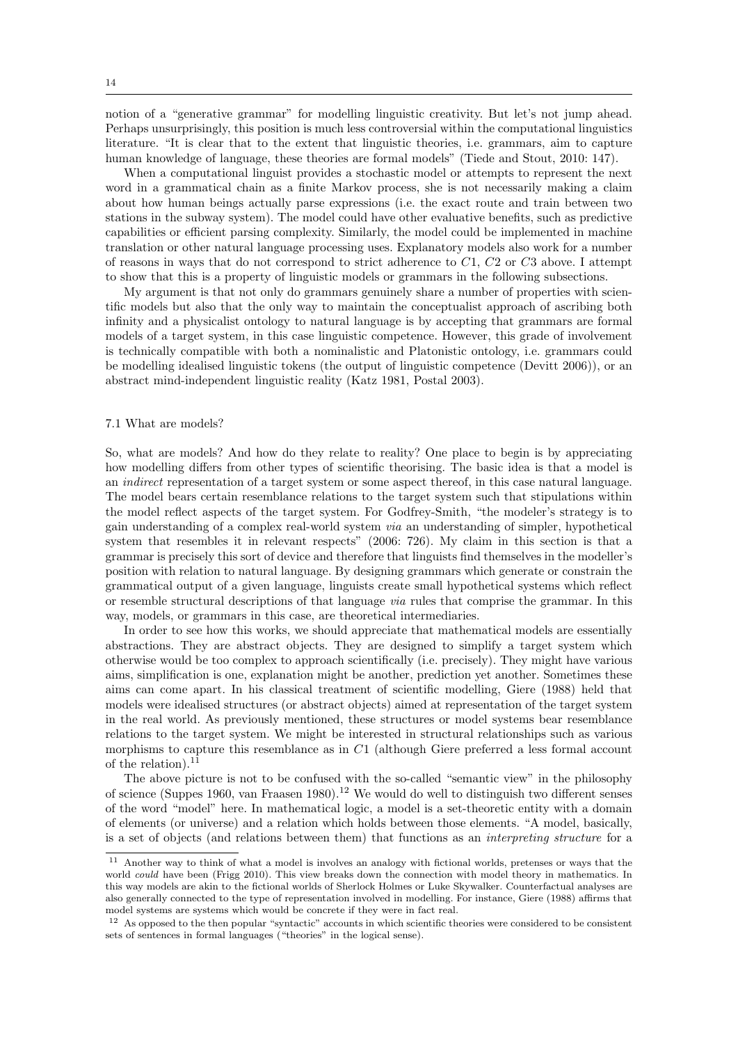notion of a "generative grammar" for modelling linguistic creativity. But let's not jump ahead. Perhaps unsurprisingly, this position is much less controversial within the computational linguistics literature. "It is clear that to the extent that linguistic theories, i.e. grammars, aim to capture human knowledge of language, these theories are formal models" (Tiede and Stout, 2010: 147).

When a computational linguist provides a stochastic model or attempts to represent the next word in a grammatical chain as a finite Markov process, she is not necessarily making a claim about how human beings actually parse expressions (i.e. the exact route and train between two stations in the subway system). The model could have other evaluative benefits, such as predictive capabilities or efficient parsing complexity. Similarly, the model could be implemented in machine translation or other natural language processing uses. Explanatory models also work for a number of reasons in ways that do not correspond to strict adherence to $C1$, $C2$ or $C3$ above. I attempt to show that this is a property of linguistic models or grammars in the following subsections.

My argument is that not only do grammars genuinely share a number of properties with scientific models but also that the only way to maintain the conceptualist approach of ascribing both infinity and a physicalist ontology to natural language is by accepting that grammars are formal models of a target system, in this case linguistic competence. However, this grade of involvement is technically compatible with both a nominalistic and Platonistic ontology, i.e. grammars could be modelling idealised linguistic tokens (the output of linguistic competence (Devitt 2006)), or an abstract mind-independent linguistic reality (Katz 1981, Postal 2003).

### 7.1 What are models?

So, what are models? And how do they relate to reality? One place to begin is by appreciating how modelling differs from other types of scientific theorising. The basic idea is that a model is an *indirect* representation of a target system or some aspect thereof, in this case natural language. The model bears certain resemblance relations to the target system such that stipulations within the model reflect aspects of the target system. For Godfrey-Smith, "the modeler's strategy is to gain understanding of a complex real-world system *via* an understanding of simpler, hypothetical system that resembles it in relevant respects" (2006: 726). My claim in this section is that a grammar is precisely this sort of device and therefore that linguists find themselves in the modeller's position with relation to natural language. By designing grammars which generate or constrain the grammatical output of a given language, linguists create small hypothetical systems which reflect or resemble structural descriptions of that language *via* rules that comprise the grammar. In this way, models, or grammars in this case, are theoretical intermediaries.

In order to see how this works, we should appreciate that mathematical models are essentially abstractions. They are abstract objects. They are designed to simplify a target system which otherwise would be too complex to approach scientifically (i.e. precisely). They might have various aims, simplification is one, explanation might be another, prediction yet another. Sometimes these aims can come apart. In his classical treatment of scientific modelling, Giere (1988) held that models were idealised structures (or abstract objects) aimed at representation of the target system in the real world. As previously mentioned, these structures or model systems bear resemblance relations to the target system. We might be interested in structural relationships such as various morphisms to capture this resemblance as in $C1$ (although Giere preferred a less formal account of the relation).[11]

The above picture is not to be confused with the so-called "semantic view" in the philosophy of science (Suppes 1960, van Fraasen 1980).[12] We would do well to distinguish two different senses of the word "model" here. In mathematical logic, a model is a set-theoretic entity with a domain of elements (or universe) and a relation which holds between those elements. "A model, basically, is a set of objects (and relations between them) that functions as an *interpreting structure* for a

[11] Another way to think of what a model is involves an analogy with fictional worlds, pretenses or ways that the world *could* have been (Frigg 2010). This view breaks down the connection with model theory in mathematics. In this way models are akin to the fictional worlds of Sherlock Holmes or Luke Skywalker. Counterfactual analyses are also generally connected to the type of representation involved in modelling. For instance, Giere (1988) affirms that model systems are systems which would be concrete if they were in fact real.

[12] As opposed to the then popular "syntactic" accounts in which scientific theories were considered to be consistent sets of sentences in formal languages ("theories" in the logical sense).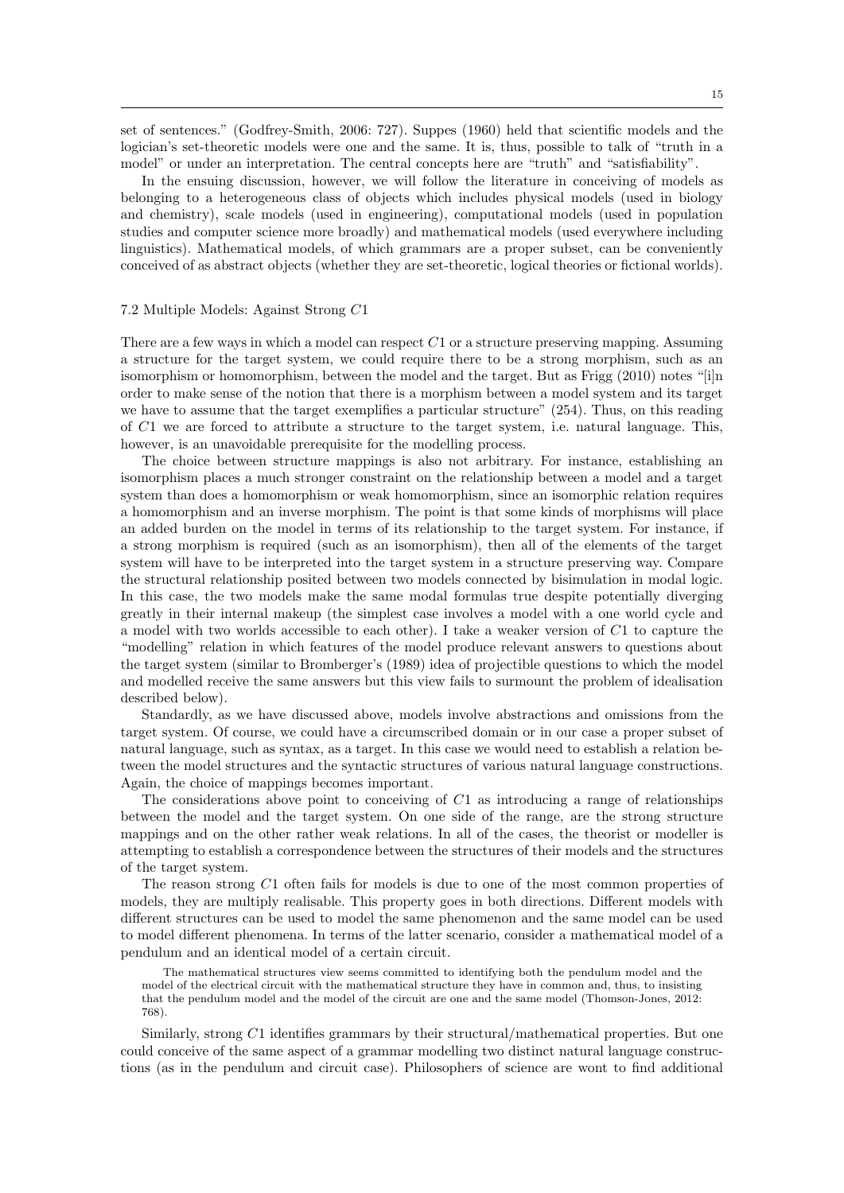set of sentences." (Godfrey-Smith, 2006: 727). Suppes (1960) held that scientific models and the logician's set-theoretic models were one and the same. It is, thus, possible to talk of "truth in a model" or under an interpretation. The central concepts here are "truth" and "satisfiability".

In the ensuing discussion, however, we will follow the literature in conceiving of models as belonging to a heterogeneous class of objects which includes physical models (used in biology and chemistry), scale models (used in engineering), computational models (used in population studies and computer science more broadly) and mathematical models (used everywhere including linguistics). Mathematical models, of which grammars are a proper subset, can be conveniently conceived of as abstract objects (whether they are set-theoretic, logical theories or fictional worlds).

### 7.2 Multiple Models: Against Strong $C1$

There are a few ways in which a model can respect $C1$ or a structure preserving mapping. Assuming a structure for the target system, we could require there to be a strong morphism, such as an isomorphism or homomorphism, between the model and the target. But as Frigg (2010) notes "[i]n order to make sense of the notion that there is a morphism between a model system and its target we have to assume that the target exemplifies a particular structure" (254). Thus, on this reading of $C1$ we are forced to attribute a structure to the target system, i.e. natural language. This, however, is an unavoidable prerequisite for the modelling process.

The choice between structure mappings is also not arbitrary. For instance, establishing an isomorphism places a much stronger constraint on the relationship between a model and a target system than does a homomorphism or weak homomorphism, since an isomorphic relation requires a homomorphism and an inverse morphism. The point is that some kinds of morphisms will place an added burden on the model in terms of its relationship to the target system. For instance, if a strong morphism is required (such as an isomorphism), then all of the elements of the target system will have to be interpreted into the target system in a structure preserving way. Compare the structural relationship posited between two models connected by bisimulation in modal logic. In this case, the two models make the same modal formulas true despite potentially diverging greatly in their internal makeup (the simplest case involves a model with a one world cycle and a model with two worlds accessible to each other). I take a weaker version of $C1$ to capture the "modelling" relation in which features of the model produce relevant answers to questions about the target system (similar to Bromberger's (1989) idea of projectible questions to which the model and modelled receive the same answers but this view fails to surmount the problem of idealisation described below).

Standardly, as we have discussed above, models involve abstractions and omissions from the target system. Of course, we could have a circumscribed domain or in our case a proper subset of natural language, such as syntax, as a target. In this case we would need to establish a relation between the model structures and the syntactic structures of various natural language constructions. Again, the choice of mappings becomes important.

The considerations above point to conceiving of $C1$ as introducing a range of relationships between the model and the target system. On one side of the range, are the strong structure mappings and on the other rather weak relations. In all of the cases, the theorist or modeller is attempting to establish a correspondence between the structures of their models and the structures of the target system.

The reason strong $C1$ often fails for models is due to one of the most common properties of models, they are multiply realisable. This property goes in both directions. Different models with different structures can be used to model the same phenomenon and the same model can be used to model different phenomena. In terms of the latter scenario, consider a mathematical model of a pendulum and an identical model of a certain circuit.

> The mathematical structures view seems committed to identifying both the pendulum model and the model of the electrical circuit with the mathematical structure they have in common and, thus, to insisting that the pendulum model and the model of the circuit are one and the same model (Thomson-Jones, 2012: 768).

Similarly, strong $C1$ identifies grammars by their structural/mathematical properties. But one could conceive of the same aspect of a grammar modelling two distinct natural language constructions (as in the pendulum and circuit case). Philosophers of science are wont to find additional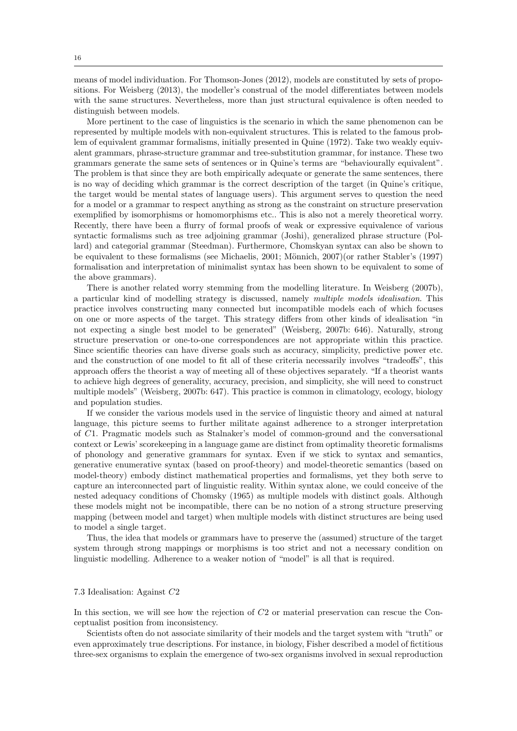means of model individuation. For Thomson-Jones (2012), models are constituted by sets of propositions. For Weisberg (2013), the modeller's construal of the model differentiates between models with the same structures. Nevertheless, more than just structural equivalence is often needed to distinguish between models.

More pertinent to the case of linguistics is the scenario in which the same phenomenon can be represented by multiple models with non-equivalent structures. This is related to the famous problem of equivalent grammar formalisms, initially presented in Quine (1972). Take two weakly equivalent grammars, phrase-structure grammar and tree-substitution grammar, for instance. These two grammars generate the same sets of sentences or in Quine's terms are "behaviourally equivalent". The problem is that since they are both empirically adequate or generate the same sentences, there is no way of deciding which grammar is the correct description of the target (in Quine's critique, the target would be mental states of language users). This argument serves to question the need for a model or a grammar to respect anything as strong as the constraint on structure preservation exemplified by isomorphisms or homomorphisms etc.. This is also not a merely theoretical worry. Recently, there have been a flurry of formal proofs of weak or expressive equivalence of various syntactic formalisms such as tree adjoining grammar (Joshi), generalized phrase structure (Pollard) and categorial grammar (Steedman). Furthermore, Chomskyan syntax can also be shown to be equivalent to these formalisms (see Michaelis, 2001; Mönnich, 2007)(or rather Stabler's (1997) formalisation and interpretation of minimalist syntax has been shown to be equivalent to some of the above grammars).

There is another related worry stemming from the modelling literature. In Weisberg (2007b), a particular kind of modelling strategy is discussed, namely *multiple models idealisation*. This practice involves constructing many connected but incompatible models each of which focuses on one or more aspects of the target. This strategy differs from other kinds of idealisation "in not expecting a single best model to be generated" (Weisberg, 2007b: 646). Naturally, strong structure preservation or one-to-one correspondences are not appropriate within this practice. Since scientific theories can have diverse goals such as accuracy, simplicity, predictive power etc. and the construction of one model to fit all of these criteria necessarily involves "tradeoffs", this approach offers the theorist a way of meeting all of these objectives separately. "If a theorist wants to achieve high degrees of generality, accuracy, precision, and simplicity, she will need to construct multiple models" (Weisberg, 2007b: 647). This practice is common in climatology, ecology, biology and population studies.

If we consider the various models used in the service of linguistic theory and aimed at natural language, this picture seems to further militate against adherence to a stronger interpretation of $C1$. Pragmatic models such as Stalnaker's model of common-ground and the conversational context or Lewis' scorekeeping in a language game are distinct from optimality theoretic formalisms of phonology and generative grammars for syntax. Even if we stick to syntax and semantics, generative enumerative syntax (based on proof-theory) and model-theoretic semantics (based on model-theory) embody distinct mathematical properties and formalisms, yet they both serve to capture an interconnected part of linguistic reality. Within syntax alone, we could conceive of the nested adequacy conditions of Chomsky (1965) as multiple models with distinct goals. Although these models might not be incompatible, there can be no notion of a strong structure preserving mapping (between model and target) when multiple models with distinct structures are being used to model a single target.

Thus, the idea that models or grammars have to preserve the (assumed) structure of the target system through strong mappings or morphisms is too strict and not a necessary condition on linguistic modelling. Adherence to a weaker notion of "model" is all that is required.

### 7.3 Idealisation: Against $C2$

In this section, we will see how the rejection of $C2$ or material preservation can rescue the Conceptualist position from inconsistency.

Scientists often do not associate similarity of their models and the target system with "truth" or even approximately true descriptions. For instance, in biology, Fisher described a model of fictitious three-sex organisms to explain the emergence of two-sex organisms involved in sexual reproduction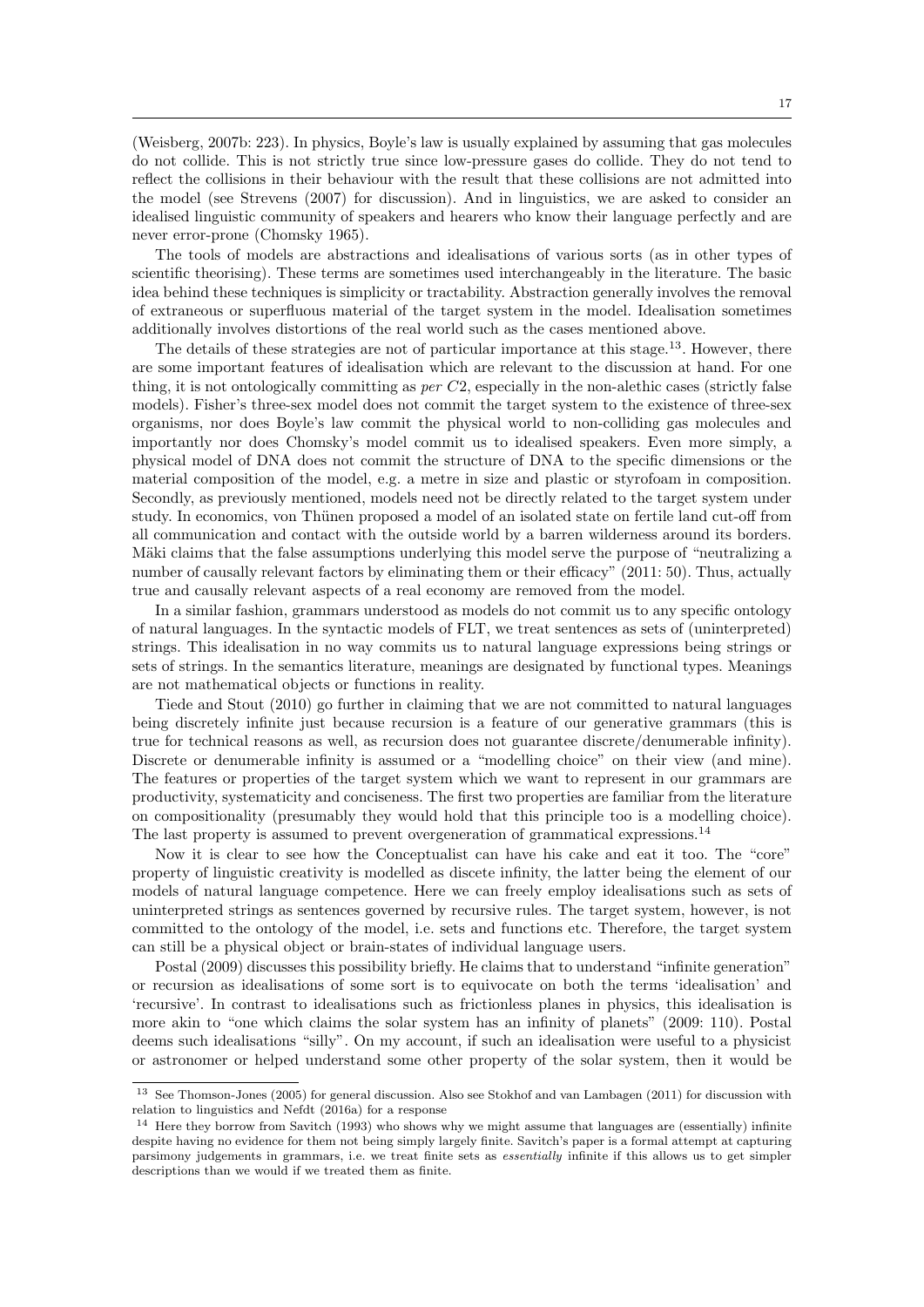(Weisberg, 2007b: 223). In physics, Boyle's law is usually explained by assuming that gas molecules do not collide. This is not strictly true since low-pressure gases do collide. They do not tend to reflect the collisions in their behaviour with the result that these collisions are not admitted into the model (see Strevens (2007) for discussion). And in linguistics, we are asked to consider an idealised linguistic community of speakers and hearers who know their language perfectly and are never error-prone (Chomsky 1965).

The tools of models are abstractions and idealisations of various sorts (as in other types of scientific theorising). These terms are sometimes used interchangeably in the literature. The basic idea behind these techniques is simplicity or tractability. Abstraction generally involves the removal of extraneous or superfluous material of the target system in the model. Idealisation sometimes additionally involves distortions of the real world such as the cases mentioned above.

The details of these strategies are not of particular importance at this stage.[13]. However, there are some important features of idealisation which are relevant to the discussion at hand. For one thing, it is not ontologically committing as *per C*2, especially in the non-alethic cases (strictly false models). Fisher's three-sex model does not commit the target system to the existence of three-sex organisms, nor does Boyle's law commit the physical world to non-colliding gas molecules and importantly nor does Chomsky's model commit us to idealised speakers. Even more simply, a physical model of DNA does not commit the structure of DNA to the specific dimensions or the material composition of the model, e.g. a metre in size and plastic or styrofoam in composition. Secondly, as previously mentioned, models need not be directly related to the target system under study. In economics, von Thünen proposed a model of an isolated state on fertile land cut-off from all communication and contact with the outside world by a barren wilderness around its borders. Mäki claims that the false assumptions underlying this model serve the purpose of "neutralizing a number of causally relevant factors by eliminating them or their efficacy" (2011: 50). Thus, actually true and causally relevant aspects of a real economy are removed from the model.

In a similar fashion, grammars understood as models do not commit us to any specific ontology of natural languages. In the syntactic models of FLT, we treat sentences as sets of (uninterpreted) strings. This idealisation in no way commits us to natural language expressions being strings or sets of strings. In the semantics literature, meanings are designated by functional types. Meanings are not mathematical objects or functions in reality.

Tiede and Stout (2010) go further in claiming that we are not committed to natural languages being discretely infinite just because recursion is a feature of our generative grammars (this is true for technical reasons as well, as recursion does not guarantee discrete/denumerable infinity). Discrete or denumerable infinity is assumed or a "modelling choice" on their view (and mine). The features or properties of the target system which we want to represent in our grammars are productivity, systematicity and conciseness. The first two properties are familiar from the literature on compositionality (presumably they would hold that this principle too is a modelling choice). The last property is assumed to prevent overgeneration of grammatical expressions.[14]

Now it is clear to see how the Conceptualist can have his cake and eat it too. The "core" property of linguistic creativity is modelled as discete infinity, the latter being the element of our models of natural language competence. Here we can freely employ idealisations such as sets of uninterpreted strings as sentences governed by recursive rules. The target system, however, is not committed to the ontology of the model, i.e. sets and functions etc. Therefore, the target system can still be a physical object or brain-states of individual language users.

Postal (2009) discusses this possibility briefly. He claims that to understand "infinite generation" or recursion as idealisations of some sort is to equivocate on both the terms 'idealisation' and 'recursive'. In contrast to idealisations such as frictionless planes in physics, this idealisation is more akin to "one which claims the solar system has an infinity of planets" (2009: 110). Postal deems such idealisations "silly". On my account, if such an idealisation were useful to a physicist or astronomer or helped understand some other property of the solar system, then it would be

[13] See Thomson-Jones (2005) for general discussion. Also see Stokhof and van Lambagen (2011) for discussion with relation to linguistics and Nefdt (2016a) for a response

[14] Here they borrow from Savitch (1993) who shows why we might assume that languages are (essentially) infinite despite having no evidence for them not being simply largely finite. Savitch's paper is a formal attempt at capturing parsimony judgements in grammars, i.e. we treat finite sets as *essentially* infinite if this allows us to get simpler descriptions than we would if we treated them as finite.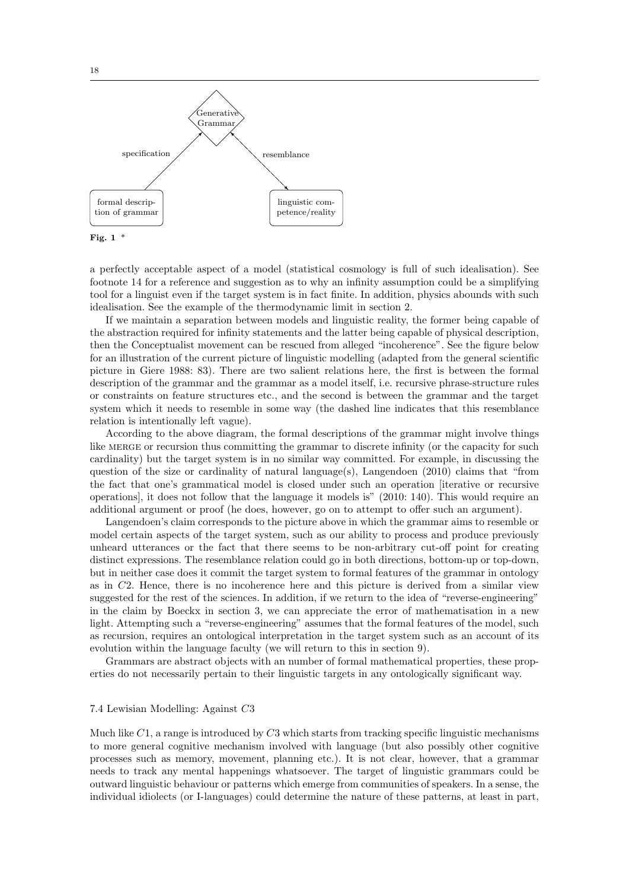Generative Grammar

specification

resemblance

formal description of grammar

linguistic competence/reality

**Fig. 1** *

a perfectly acceptable aspect of a model (statistical cosmology is full of such idealisation). See footnote 14 for a reference and suggestion as to why an infinity assumption could be a simplifying tool for a linguist even if the target system is in fact finite. In addition, physics abounds with such idealisation. See the example of the thermodynamic limit in section 2.

If we maintain a separation between models and linguistic reality, the former being capable of the abstraction required for infinity statements and the latter being capable of physical description, then the Conceptualist movement can be rescued from alleged "incoherence". See the figure below for an illustration of the current picture of linguistic modelling (adapted from the general scientific picture in Giere 1988: 83). There are two salient relations here, the first is between the formal description of the grammar and the grammar as a model itself, i.e. recursive phrase-structure rules or constraints on feature structures etc., and the second is between the grammar and the target system which it needs to resemble in some way (the dashed line indicates that this resemblance relation is intentionally left vague).

According to the above diagram, the formal descriptions of the grammar might involve things like MERGE or recursion thus committing the grammar to discrete infinity (or the capacity for such cardinality) but the target system is in no similar way committed. For example, in discussing the question of the size or cardinality of natural language(s), Langendoen (2010) claims that "from the fact that one's grammatical model is closed under such an operation [iterative or recursive operations], it does not follow that the language it models is" (2010: 140). This would require an additional argument or proof (he does, however, go on to attempt to offer such an argument).

Langendoen's claim corresponds to the picture above in which the grammar aims to resemble or model certain aspects of the target system, such as our ability to process and produce previously unheard utterances or the fact that there seems to be non-arbitrary cut-off point for creating distinct expressions. The resemblance relation could go in both directions, bottom-up or top-down, but in neither case does it commit the target system to formal features of the grammar in ontology as in $C2$. Hence, there is no incoherence here and this picture is derived from a similar view suggested for the rest of the sciences. In addition, if we return to the idea of "reverse-engineering" in the claim by Boeckx in section 3, we can appreciate the error of mathematisation in a new light. Attempting such a "reverse-engineering" assumes that the formal features of the model, such as recursion, requires an ontological interpretation in the target system such as an account of its evolution within the language faculty (we will return to this in section 9).

Grammars are abstract objects with an number of formal mathematical properties, these properties do not necessarily pertain to their linguistic targets in any ontologically significant way.

### 7.4 Lewisian Modelling: Against $C3$

Much like $C1$, a range is introduced by $C3$ which starts from tracking specific linguistic mechanisms to more general cognitive mechanism involved with language (but also possibly other cognitive processes such as memory, movement, planning etc.). It is not clear, however, that a grammar needs to track any mental happenings whatsoever. The target of linguistic grammars could be outward linguistic behaviour or patterns which emerge from communities of speakers. In a sense, the individual idiolects (or I-languages) could determine the nature of these patterns, at least in part,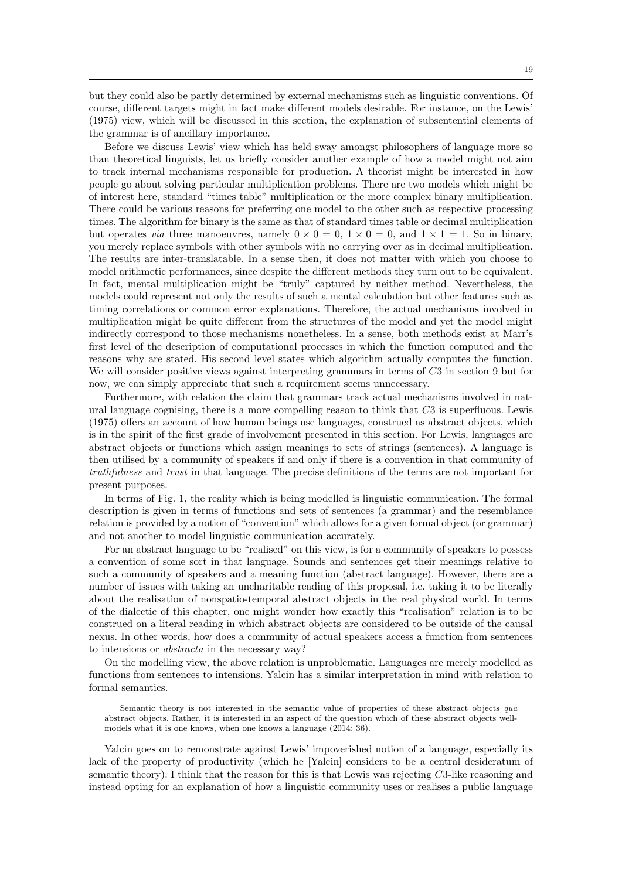but they could also be partly determined by external mechanisms such as linguistic conventions. Of course, different targets might in fact make different models desirable. For instance, on the Lewis' (1975) view, which will be discussed in this section, the explanation of subsentential elements of the grammar is of ancillary importance.

Before we discuss Lewis' view which has held sway amongst philosophers of language more so than theoretical linguists, let us briefly consider another example of how a model might not aim to track internal mechanisms responsible for production. A theorist might be interested in how people go about solving particular multiplication problems. There are two models which might be of interest here, standard "times table" multiplication or the more complex binary multiplication. There could be various reasons for preferring one model to the other such as respective processing times. The algorithm for binary is the same as that of standard times table or decimal multiplication but operates *via* three manoeuvres, namely $0 \times 0 = 0$, $1 \times 0 = 0$, and $1 \times 1 = 1$. So in binary, you merely replace symbols with other symbols with no carrying over as in decimal multiplication. The results are inter-translatable. In a sense then, it does not matter with which you choose to model arithmetic performances, since despite the different methods they turn out to be equivalent. In fact, mental multiplication might be "truly" captured by neither method. Nevertheless, the models could represent not only the results of such a mental calculation but other features such as timing correlations or common error explanations. Therefore, the actual mechanisms involved in multiplication might be quite different from the structures of the model and yet the model might indirectly correspond to those mechanisms nonetheless. In a sense, both methods exist at Marr's first level of the description of computational processes in which the function computed and the reasons why are stated. His second level states which algorithm actually computes the function. We will consider positive views against interpreting grammars in terms of $C3$ in section 9 but for now, we can simply appreciate that such a requirement seems unnecessary.

Furthermore, with relation the claim that grammars track actual mechanisms involved in natural language cognising, there is a more compelling reason to think that $C3$ is superfluous. Lewis (1975) offers an account of how human beings use languages, construed as abstract objects, which is in the spirit of the first grade of involvement presented in this section. For Lewis, languages are abstract objects or functions which assign meanings to sets of strings (sentences). A language is then utilised by a community of speakers if and only if there is a convention in that community of *truthfulness* and *trust* in that language. The precise definitions of the terms are not important for present purposes.

In terms of Fig. 1, the reality which is being modelled is linguistic communication. The formal description is given in terms of functions and sets of sentences (a grammar) and the resemblance relation is provided by a notion of "convention" which allows for a given formal object (or grammar) and not another to model linguistic communication accurately.

For an abstract language to be "realised" on this view, is for a community of speakers to possess a convention of some sort in that language. Sounds and sentences get their meanings relative to such a community of speakers and a meaning function (abstract language). However, there are a number of issues with taking an uncharitable reading of this proposal, i.e. taking it to be literally about the realisation of nonspatio-temporal abstract objects in the real physical world. In terms of the dialectic of this chapter, one might wonder how exactly this "realisation" relation is to be construed on a literal reading in which abstract objects are considered to be outside of the causal nexus. In other words, how does a community of actual speakers access a function from sentences to intensions or *abstracta* in the necessary way?

On the modelling view, the above relation is unproblematic. Languages are merely modelled as functions from sentences to intensions. Yalcin has a similar interpretation in mind with relation to formal semantics.

> Semantic theory is not interested in the semantic value of properties of these abstract objects *qua* abstract objects. Rather, it is interested in an aspect of the question which of these abstract objects well-models what it is one knows, when one knows a language (2014: 36).

Yalcin goes on to remonstrate against Lewis' impoverished notion of a language, especially its lack of the property of productivity (which he [Yalcin] considers to be a central desideratum of semantic theory). I think that the reason for this is that Lewis was rejecting $C3$-like reasoning and instead opting for an explanation of how a linguistic community uses or realises a public language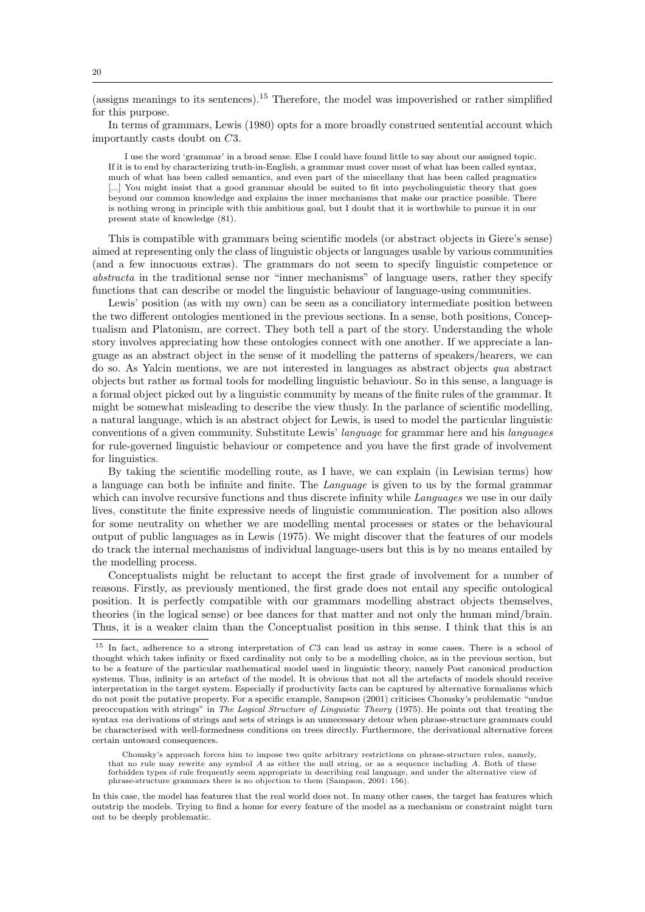(assigns meanings to its sentences).[15] Therefore, the model was impoverished or rather simplified for this purpose.

In terms of grammars, Lewis (1980) opts for a more broadly construed sentential account which importantly casts doubt on $C3$.

> I use the word 'grammar' in a broad sense. Else I could have found little to say about our assigned topic. If it is to end by characterizing truth-in-English, a grammar must cover most of what has been called syntax, much of what has been called semantics, and even part of the miscellany that has been called pragmatics [...] You might insist that a good grammar should be suited to fit into psycholinguistic theory that goes beyond our common knowledge and explains the inner mechanisms that make our practice possible. There is nothing wrong in principle with this ambitious goal, but I doubt that it is worthwhile to pursue it in our present state of knowledge (81).

This is compatible with grammars being scientific models (or abstract objects in Giere's sense) aimed at representing only the class of linguistic objects or languages usable by various communities (and a few innocuous extras). The grammars do not seem to specify linguistic competence or *abstracta* in the traditional sense nor "inner mechanisms" of language users, rather they specify functions that can describe or model the linguistic behaviour of language-using communities.

Lewis' position (as with my own) can be seen as a conciliatory intermediate position between the two different ontologies mentioned in the previous sections. In a sense, both positions, Conceptualism and Platonism, are correct. They both tell a part of the story. Understanding the whole story involves appreciating how these ontologies connect with one another. If we appreciate a language as an abstract object in the sense of it modelling the patterns of speakers/hearers, we can do so. As Yalcin mentions, we are not interested in languages as abstract objects *qua* abstract objects but rather as formal tools for modelling linguistic behaviour. So in this sense, a language is a formal object picked out by a linguistic community by means of the finite rules of the grammar. It might be somewhat misleading to describe the view thusly. In the parlance of scientific modelling, a natural language, which is an abstract object for Lewis, is used to model the particular linguistic conventions of a given community. Substitute Lewis' *language* for grammar here and his *languages* for rule-governed linguistic behaviour or competence and you have the first grade of involvement for linguistics.

By taking the scientific modelling route, as I have, we can explain (in Lewisian terms) how a language can both be infinite and finite. The *Language* is given to us by the formal grammar which can involve recursive functions and thus discrete infinity while *Languages* we use in our daily lives, constitute the finite expressive needs of linguistic communication. The position also allows for some neutrality on whether we are modelling mental processes or states or the behavioural output of public languages as in Lewis (1975). We might discover that the features of our models do track the internal mechanisms of individual language-users but this is by no means entailed by the modelling process.

Conceptualists might be reluctant to accept the first grade of involvement for a number of reasons. Firstly, as previously mentioned, the first grade does not entail any specific ontological position. It is perfectly compatible with our grammars modelling abstract objects themselves, theories (in the logical sense) or bee dances for that matter and not only the human mind/brain. Thus, it is a weaker claim than the Conceptualist position in this sense. I think that this is an

---

[15] In fact, adherence to a strong interpretation of $C3$ can lead us astray in some cases. There is a school of thought which takes infinity or fixed cardinality not only to be a modelling choice, as in the previous section, but to be a feature of the particular mathematical model used in linguistic theory, namely Post canonical production systems. Thus, infinity is an artefact of the model. It is obvious that not all the artefacts of models should receive interpretation in the target system. Especially if productivity facts can be captured by alternative formalisms which do not posit the putative property. For a specific example, Sampson (2001) criticises Chomsky's problematic "undue preoccupation with strings" in *The Logical Structure of Linguistic Theory* (1975). He points out that treating the syntax *via* derivations of strings and sets of strings is an unnecessary detour when phrase-structure grammars could be characterised with well-formedness conditions on trees directly. Furthermore, the derivational alternative forces certain untoward consequences.

> Chomsky's approach forces him to impose two quite arbitrary restrictions on phrase-structure rules, namely, that no rule may rewrite any symbol $A$ as either the null string, or as a sequence including $A$. Both of these forbidden types of rule frequently seem appropriate in describing real language, and under the alternative view of phrase-structure grammars there is no objection to them (Sampson, 2001: 156).

In this case, the model has features that the real world does not. In many other cases, the target has features which outstrip the models. Trying to find a home for every feature of the model as a mechanism or constraint might turn out to be deeply problematic.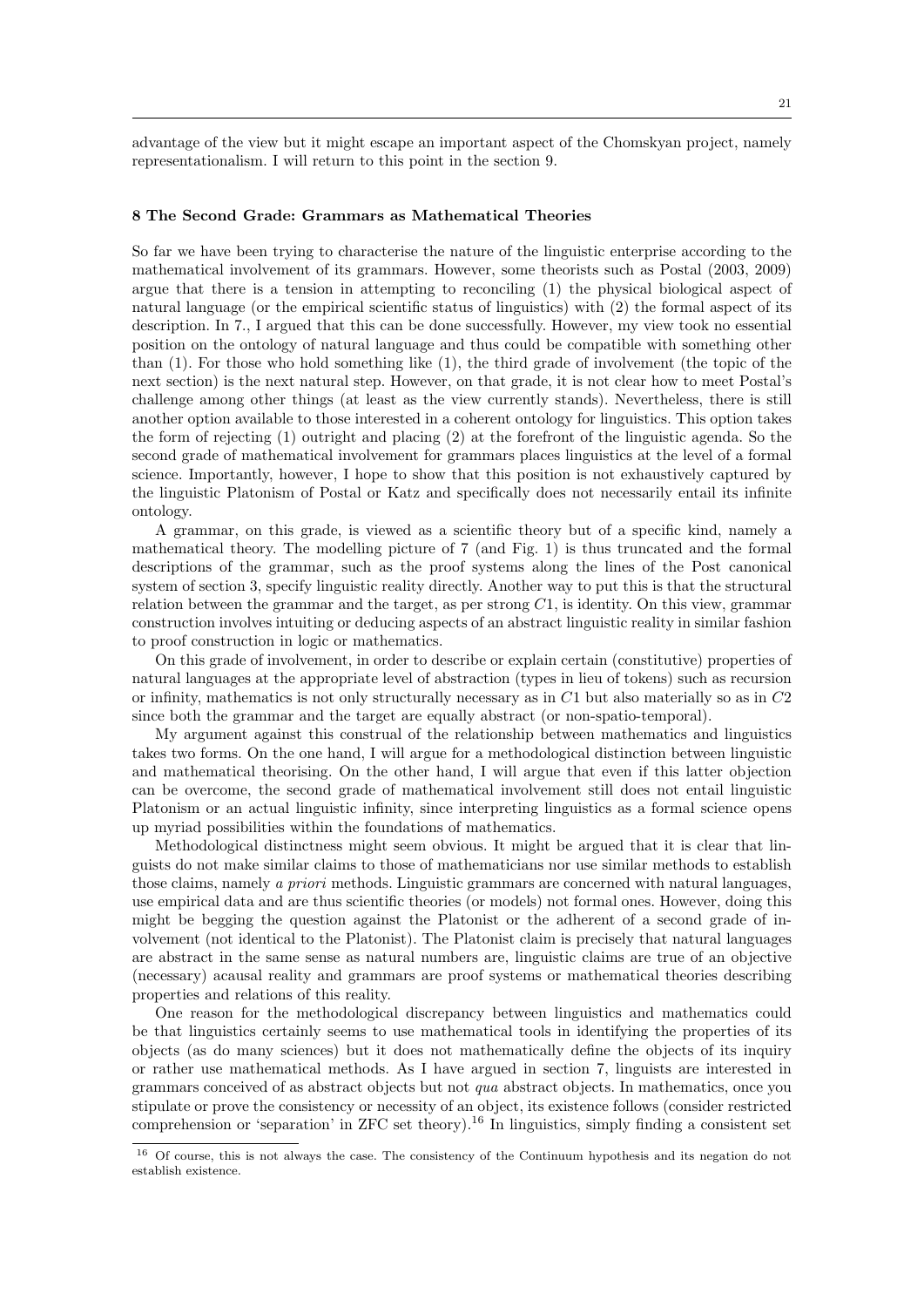advantage of the view but it might escape an important aspect of the Chomskyan project, namely representationalism. I will return to this point in the section 9.

## 8 The Second Grade: Grammars as Mathematical Theories

So far we have been trying to characterise the nature of the linguistic enterprise according to the mathematical involvement of its grammars. However, some theorists such as Postal (2003, 2009) argue that there is a tension in attempting to reconciling (1) the physical biological aspect of natural language (or the empirical scientific status of linguistics) with (2) the formal aspect of its description. In 7., I argued that this can be done successfully. However, my view took no essential position on the ontology of natural language and thus could be compatible with something other than (1). For those who hold something like (1), the third grade of involvement (the topic of the next section) is the next natural step. However, on that grade, it is not clear how to meet Postal's challenge among other things (at least as the view currently stands). Nevertheless, there is still another option available to those interested in a coherent ontology for linguistics. This option takes the form of rejecting (1) outright and placing (2) at the forefront of the linguistic agenda. So the second grade of mathematical involvement for grammars places linguistics at the level of a formal science. Importantly, however, I hope to show that this position is not exhaustively captured by the linguistic Platonism of Postal or Katz and specifically does not necessarily entail its infinite ontology.

A grammar, on this grade, is viewed as a scientific theory but of a specific kind, namely a mathematical theory. The modelling picture of 7 (and Fig. 1) is thus truncated and the formal descriptions of the grammar, such as the proof systems along the lines of the Post canonical system of section 3, specify linguistic reality directly. Another way to put this is that the structural relation between the grammar and the target, as per strong $C1$, is identity. On this view, grammar construction involves intuiting or deducing aspects of an abstract linguistic reality in similar fashion to proof construction in logic or mathematics.

On this grade of involvement, in order to describe or explain certain (constitutive) properties of natural languages at the appropriate level of abstraction (types in lieu of tokens) such as recursion or infinity, mathematics is not only structurally necessary as in $C1$ but also materially so as in $C2$ since both the grammar and the target are equally abstract (or non-spatio-temporal).

My argument against this construal of the relationship between mathematics and linguistics takes two forms. On the one hand, I will argue for a methodological distinction between linguistic and mathematical theorising. On the other hand, I will argue that even if this latter objection can be overcome, the second grade of mathematical involvement still does not entail linguistic Platonism or an actual linguistic infinity, since interpreting linguistics as a formal science opens up myriad possibilities within the foundations of mathematics.

Methodological distinctness might seem obvious. It might be argued that it is clear that linguists do not make similar claims to those of mathematicians nor use similar methods to establish those claims, namely *a priori* methods. Linguistic grammars are concerned with natural languages, use empirical data and are thus scientific theories (or models) not formal ones. However, doing this might be begging the question against the Platonist or the adherent of a second grade of involvement (not identical to the Platonist). The Platonist claim is precisely that natural languages are abstract in the same sense as natural numbers are, linguistic claims are true of an objective (necessary) acausal reality and grammars are proof systems or mathematical theories describing properties and relations of this reality.

One reason for the methodological discrepancy between linguistics and mathematics could be that linguistics certainly seems to use mathematical tools in identifying the properties of its objects (as do many sciences) but it does not mathematically define the objects of its inquiry or rather use mathematical methods. As I have argued in section 7, linguists are interested in grammars conceived of as abstract objects but not *qua* abstract objects. In mathematics, once you stipulate or prove the consistency or necessity of an object, its existence follows (consider restricted comprehension or 'separation' in ZFC set theory).[16] In linguistics, simply finding a consistent set

---

[16] Of course, this is not always the case. The consistency of the Continuum hypothesis and its negation do not establish existence.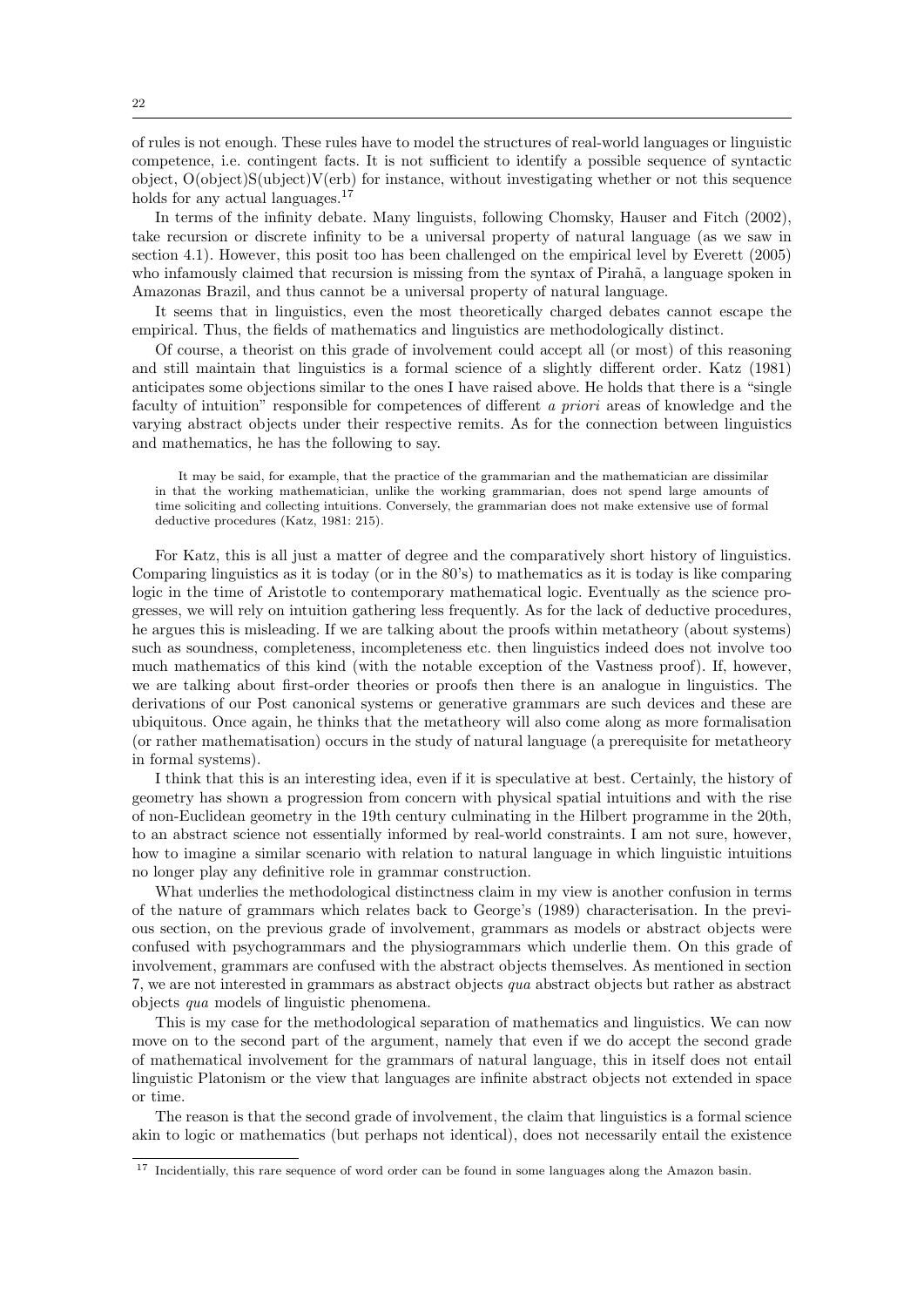of rules is not enough. These rules have to model the structures of real-world languages or linguistic competence, i.e. contingent facts. It is not sufficient to identify a possible sequence of syntactic object, O(object)S(ubject)V(erb) for instance, without investigating whether or not this sequence holds for any actual languages.[17]

In terms of the infinity debate. Many linguists, following Chomsky, Hauser and Fitch (2002), take recursion or discrete infinity to be a universal property of natural language (as we saw in section 4.1). However, this posit too has been challenged on the empirical level by Everett (2005) who infamously claimed that recursion is missing from the syntax of Pirahã, a language spoken in Amazonas Brazil, and thus cannot be a universal property of natural language.

It seems that in linguistics, even the most theoretically charged debates cannot escape the empirical. Thus, the fields of mathematics and linguistics are methodologically distinct.

Of course, a theorist on this grade of involvement could accept all (or most) of this reasoning and still maintain that linguistics is a formal science of a slightly different order. Katz (1981) anticipates some objections similar to the ones I have raised above. He holds that there is a "single faculty of intuition" responsible for competences of different *a priori* areas of knowledge and the varying abstract objects under their respective remits. As for the connection between linguistics and mathematics, he has the following to say.

> It may be said, for example, that the practice of the grammarian and the mathematician are dissimilar in that the working mathematician, unlike the working grammarian, does not spend large amounts of time soliciting and collecting intuitions. Conversely, the grammarian does not make extensive use of formal deductive procedures (Katz, 1981: 215).

For Katz, this is all just a matter of degree and the comparatively short history of linguistics. Comparing linguistics as it is today (or in the 80's) to mathematics as it is today is like comparing logic in the time of Aristotle to contemporary mathematical logic. Eventually as the science progresses, we will rely on intuition gathering less frequently. As for the lack of deductive procedures, he argues this is misleading. If we are talking about the proofs within metatheory (about systems) such as soundness, completeness, incompleteness etc. then linguistics indeed does not involve too much mathematics of this kind (with the notable exception of the Vastness proof). If, however, we are talking about first-order theories or proofs then there is an analogue in linguistics. The derivations of our Post canonical systems or generative grammars are such devices and these are ubiquitous. Once again, he thinks that the metatheory will also come along as more formalisation (or rather mathematisation) occurs in the study of natural language (a prerequisite for metatheory in formal systems).

I think that this is an interesting idea, even if it is speculative at best. Certainly, the history of geometry has shown a progression from concern with physical spatial intuitions and with the rise of non-Euclidean geometry in the 19th century culminating in the Hilbert programme in the 20th, to an abstract science not essentially informed by real-world constraints. I am not sure, however, how to imagine a similar scenario with relation to natural language in which linguistic intuitions no longer play any definitive role in grammar construction.

What underlies the methodological distinctness claim in my view is another confusion in terms of the nature of grammars which relates back to George's (1989) characterisation. In the previous section, on the previous grade of involvement, grammars as models or abstract objects were confused with psychogrammars and the physiogrammars which underlie them. On this grade of involvement, grammars are confused with the abstract objects themselves. As mentioned in section 7, we are not interested in grammars as abstract objects *qua* abstract objects but rather as abstract objects *qua* models of linguistic phenomena.

This is my case for the methodological separation of mathematics and linguistics. We can now move on to the second part of the argument, namely that even if we do accept the second grade of mathematical involvement for the grammars of natural language, this in itself does not entail linguistic Platonism or the view that languages are infinite abstract objects not extended in space or time.

The reason is that the second grade of involvement, the claim that linguistics is a formal science akin to logic or mathematics (but perhaps not identical), does not necessarily entail the existence

[17] Incidentially, this rare sequence of word order can be found in some languages along the Amazon basin.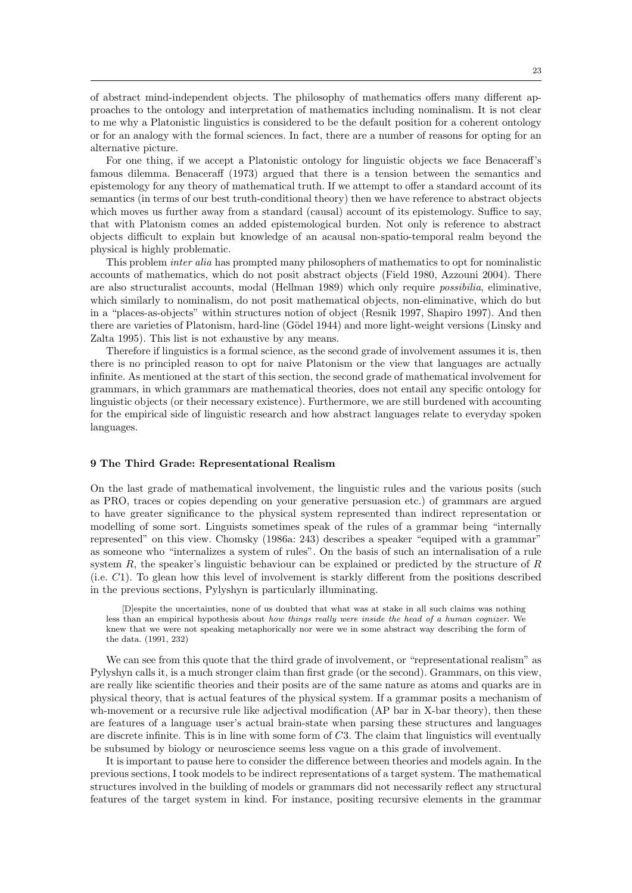of abstract mind-independent objects. The philosophy of mathematics offers many different approaches to the ontology and interpretation of mathematics including nominalism. It is not clear to me why a Platonistic linguistics is considered to be the default position for a coherent ontology or for an analogy with the formal sciences. In fact, there are a number of reasons for opting for an alternative picture.

For one thing, if we accept a Platonistic ontology for linguistic objects we face Benaceraff's famous dilemma. Benaceraff (1973) argued that there is a tension between the semantics and epistemology for any theory of mathematical truth. If we attempt to offer a standard account of its semantics (in terms of our best truth-conditional theory) then we have reference to abstract objects which moves us further away from a standard (causal) account of its epistemology. Suffice to say, that with Platonism comes an added epistemological burden. Not only is reference to abstract objects difficult to explain but knowledge of an acausal non-spatio-temporal realm beyond the physical is highly problematic.

This problem *inter alia* has prompted many philosophers of mathematics to opt for nominalistic accounts of mathematics, which do not posit abstract objects (Field 1980, Azzouni 2004). There are also structuralist accounts, modal (Hellman 1989) which only require *possibilia*, eliminative, which similarly to nominalism, do not posit mathematical objects, non-eliminative, which do but in a "places-as-objects" within structures notion of object (Resnik 1997, Shapiro 1997). And then there are varieties of Platonism, hard-line (Gödel 1944) and more light-weight versions (Linsky and Zalta 1995). This list is not exhaustive by any means.

Therefore if linguistics is a formal science, as the second grade of involvement assumes it is, then there is no principled reason to opt for naive Platonism or the view that languages are actually infinite. As mentioned at the start of this section, the second grade of mathematical involvement for grammars, in which grammars are mathematical theories, does not entail any specific ontology for linguistic objects (or their necessary existence). Furthermore, we are still burdened with accounting for the empirical side of linguistic research and how abstract languages relate to everyday spoken languages.

## 9 The Third Grade: Representational Realism

On the last grade of mathematical involvement, the linguistic rules and the various posits (such as PRO, traces or copies depending on your generative persuasion etc.) of grammars are argued to have greater significance to the physical system represented than indirect representation or modelling of some sort. Linguists sometimes speak of the rules of a grammar being "internally represented" on this view. Chomsky (1986a: 243) describes a speaker "equiped with a grammar" as someone who "internalizes a system of rules". On the basis of such an internalisation of a rule system $R$, the speaker's linguistic behaviour can be explained or predicted by the structure of $R$ (i.e. $C1$). To glean how this level of involvement is starkly different from the positions described in the previous sections, Pylyshyn is particularly illuminating.

> [D]espite the uncertainties, none of us doubted that what was at stake in all such claims was nothing less than an empirical hypothesis about *how things really were inside the head of a human cognizer*. We knew that we were not speaking metaphorically nor were we in some abstract way describing the form of the data. (1991, 232)

We can see from this quote that the third grade of involvement, or "representational realism" as Pylyshyn calls it, is a much stronger claim than first grade (or the second). Grammars, on this view, are really like scientific theories and their posits are of the same nature as atoms and quarks are in physical theory, that is actual features of the physical system. If a grammar posits a mechanism of wh-movement or a recursive rule like adjectival modification (AP bar in X-bar theory), then these are features of a language user's actual brain-state when parsing these structures and languages are discrete infinite. This is in line with some form of $C3$. The claim that linguistics will eventually be subsumed by biology or neuroscience seems less vague on a this grade of involvement.

It is important to pause here to consider the difference between theories and models again. In the previous sections, I took models to be indirect representations of a target system. The mathematical structures involved in the building of models or grammars did not necessarily reflect any structural features of the target system in kind. For instance, positing recursive elements in the grammar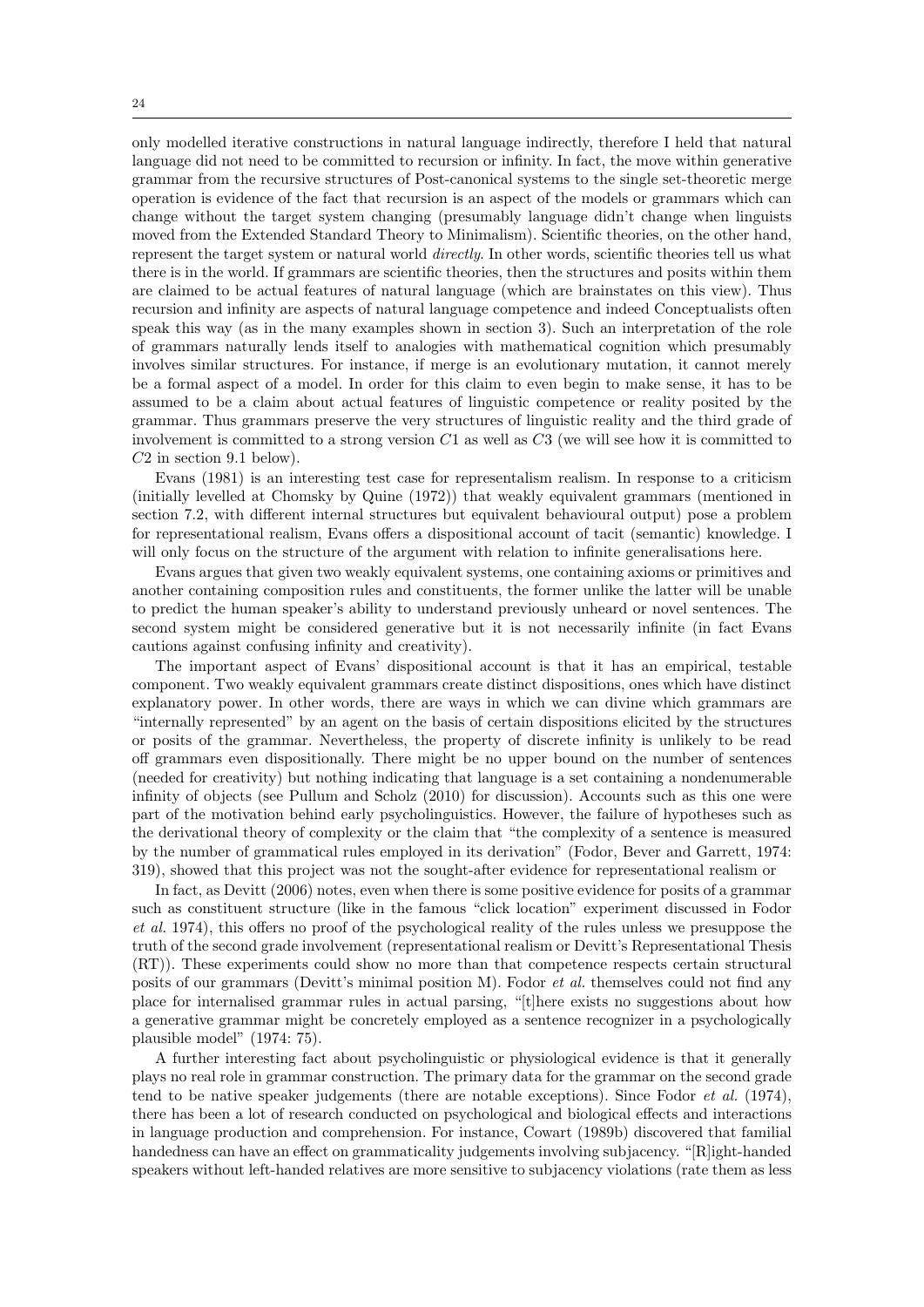only modelled iterative constructions in natural language indirectly, therefore I held that natural language did not need to be committed to recursion or infinity. In fact, the move within generative grammar from the recursive structures of Post-canonical systems to the single set-theoretic merge operation is evidence of the fact that recursion is an aspect of the models or grammars which can change without the target system changing (presumably language didn't change when linguists moved from the Extended Standard Theory to Minimalism). Scientific theories, on the other hand, represent the target system or natural world *directly*. In other words, scientific theories tell us what there is in the world. If grammars are scientific theories, then the structures and posits within them are claimed to be actual features of natural language (which are brainstates on this view). Thus recursion and infinity are aspects of natural language competence and indeed Conceptualists often speak this way (as in the many examples shown in section 3). Such an interpretation of the role of grammars naturally lends itself to analogies with mathematical cognition which presumably involves similar structures. For instance, if merge is an evolutionary mutation, it cannot merely be a formal aspect of a model. In order for this claim to even begin to make sense, it has to be assumed to be a claim about actual features of linguistic competence or reality posited by the grammar. Thus grammars preserve the very structures of linguistic reality and the third grade of involvement is committed to a strong version $C1$ as well as $C3$ (we will see how it is committed to $C2$ in section 9.1 below).

Evans (1981) is an interesting test case for representalism realism. In response to a criticism (initially levelled at Chomsky by Quine (1972)) that weakly equivalent grammars (mentioned in section 7.2, with different internal structures but equivalent behavioural output) pose a problem for representational realism, Evans offers a dispositional account of tacit (semantic) knowledge. I will only focus on the structure of the argument with relation to infinite generalisations here.

Evans argues that given two weakly equivalent systems, one containing axioms or primitives and another containing composition rules and constituents, the former unlike the latter will be unable to predict the human speaker's ability to understand previously unheard or novel sentences. The second system might be considered generative but it is not necessarily infinite (in fact Evans cautions against confusing infinity and creativity).

The important aspect of Evans' dispositional account is that it has an empirical, testable component. Two weakly equivalent grammars create distinct dispositions, ones which have distinct explanatory power. In other words, there are ways in which we can divine which grammars are "internally represented" by an agent on the basis of certain dispositions elicited by the structures or posits of the grammar. Nevertheless, the property of discrete infinity is unlikely to be read off grammars even dispositionally. There might be no upper bound on the number of sentences (needed for creativity) but nothing indicating that language is a set containing a nondenumerable infinity of objects (see Pullum and Scholz (2010) for discussion). Accounts such as this one were part of the motivation behind early psycholinguistics. However, the failure of hypotheses such as the derivational theory of complexity or the claim that "the complexity of a sentence is measured by the number of grammatical rules employed in its derivation" (Fodor, Bever and Garrett, 1974: 319), showed that this project was not the sought-after evidence for representational realism or

In fact, as Devitt (2006) notes, even when there is some positive evidence for posits of a grammar such as constituent structure (like in the famous "click location" experiment discussed in Fodor *et al.* 1974), this offers no proof of the psychological reality of the rules unless we presuppose the truth of the second grade involvement (representational realism or Devitt's Representational Thesis (RT)). These experiments could show no more than that competence respects certain structural posits of our grammars (Devitt's minimal position M). Fodor *et al.* themselves could not find any place for internalised grammar rules in actual parsing, "[t]here exists no suggestions about how a generative grammar might be concretely employed as a sentence recognizer in a psychologically plausible model" (1974: 75).

A further interesting fact about psycholinguistic or physiological evidence is that it generally plays no real role in grammar construction. The primary data for the grammar on the second grade tend to be native speaker judgements (there are notable exceptions). Since Fodor *et al.* (1974), there has been a lot of research conducted on psychological and biological effects and interactions in language production and comprehension. For instance, Cowart (1989b) discovered that familial handedness can have an effect on grammaticality judgements involving subjacency. "[R]ight-handed speakers without left-handed relatives are more sensitive to subjacency violations (rate them as less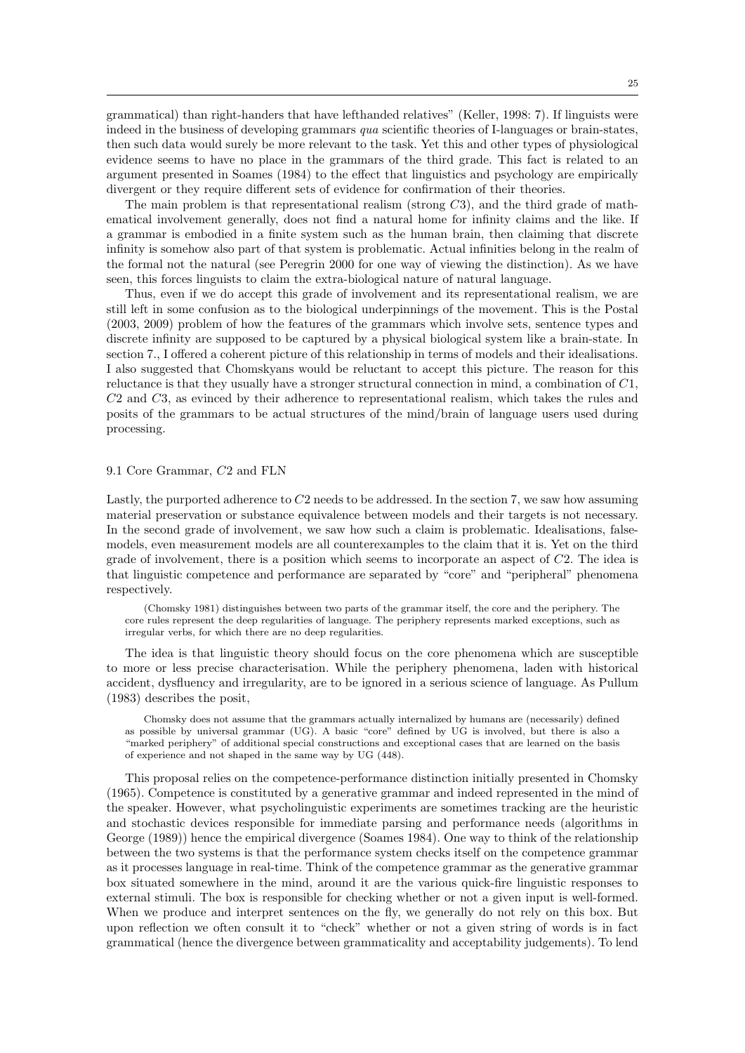grammatical) than right-handers that have lefthanded relatives" (Keller, 1998: 7). If linguists were indeed in the business of developing grammars *qua* scientific theories of I-languages or brain-states, then such data would surely be more relevant to the task. Yet this and other types of physiological evidence seems to have no place in the grammars of the third grade. This fact is related to an argument presented in Soames (1984) to the effect that linguistics and psychology are empirically divergent or they require different sets of evidence for confirmation of their theories.

The main problem is that representational realism (strong $C3$), and the third grade of mathematical involvement generally, does not find a natural home for infinity claims and the like. If a grammar is embodied in a finite system such as the human brain, then claiming that discrete infinity is somehow also part of that system is problematic. Actual infinities belong in the realm of the formal not the natural (see Peregrin 2000 for one way of viewing the distinction). As we have seen, this forces linguists to claim the extra-biological nature of natural language.

Thus, even if we do accept this grade of involvement and its representational realism, we are still left in some confusion as to the biological underpinnings of the movement. This is the Postal (2003, 2009) problem of how the features of the grammars which involve sets, sentence types and discrete infinity are supposed to be captured by a physical biological system like a brain-state. In section 7., I offered a coherent picture of this relationship in terms of models and their idealisations. I also suggested that Chomskyans would be reluctant to accept this picture. The reason for this reluctance is that they usually have a stronger structural connection in mind, a combination of $C1$, $C2$ and $C3$, as evinced by their adherence to representational realism, which takes the rules and posits of the grammars to be actual structures of the mind/brain of language users used during processing.

### 9.1 Core Grammar, $C2$ and FLN

Lastly, the purported adherence to $C2$ needs to be addressed. In the section 7, we saw how assuming material preservation or substance equivalence between models and their targets is not necessary. In the second grade of involvement, we saw how such a claim is problematic. Idealisations, false-models, even measurement models are all counterexamples to the claim that it is. Yet on the third grade of involvement, there is a position which seems to incorporate an aspect of $C2$. The idea is that linguistic competence and performance are separated by "core" and "peripheral" phenomena respectively.

> (Chomsky 1981) distinguishes between two parts of the grammar itself, the core and the periphery. The core rules represent the deep regularities of language. The periphery represents marked exceptions, such as irregular verbs, for which there are no deep regularities.

The idea is that linguistic theory should focus on the core phenomena which are susceptible to more or less precise characterisation. While the periphery phenomena, laden with historical accident, dysfluency and irregularity, are to be ignored in a serious science of language. As Pullum (1983) describes the posit,

> Chomsky does not assume that the grammars actually internalized by humans are (necessarily) defined as possible by universal grammar (UG). A basic "core" defined by UG is involved, but there is also a "marked periphery" of additional special constructions and exceptional cases that are learned on the basis of experience and not shaped in the same way by UG (448).

This proposal relies on the competence-performance distinction initially presented in Chomsky (1965). Competence is constituted by a generative grammar and indeed represented in the mind of the speaker. However, what psycholinguistic experiments are sometimes tracking are the heuristic and stochastic devices responsible for immediate parsing and performance needs (algorithms in George (1989)) hence the empirical divergence (Soames 1984). One way to think of the relationship between the two systems is that the performance system checks itself on the competence grammar as it processes language in real-time. Think of the competence grammar as the generative grammar box situated somewhere in the mind, around it are the various quick-fire linguistic responses to external stimuli. The box is responsible for checking whether or not a given input is well-formed. When we produce and interpret sentences on the fly, we generally do not rely on this box. But upon reflection we often consult it to "check" whether or not a given string of words is in fact grammatical (hence the divergence between grammaticality and acceptability judgements). To lend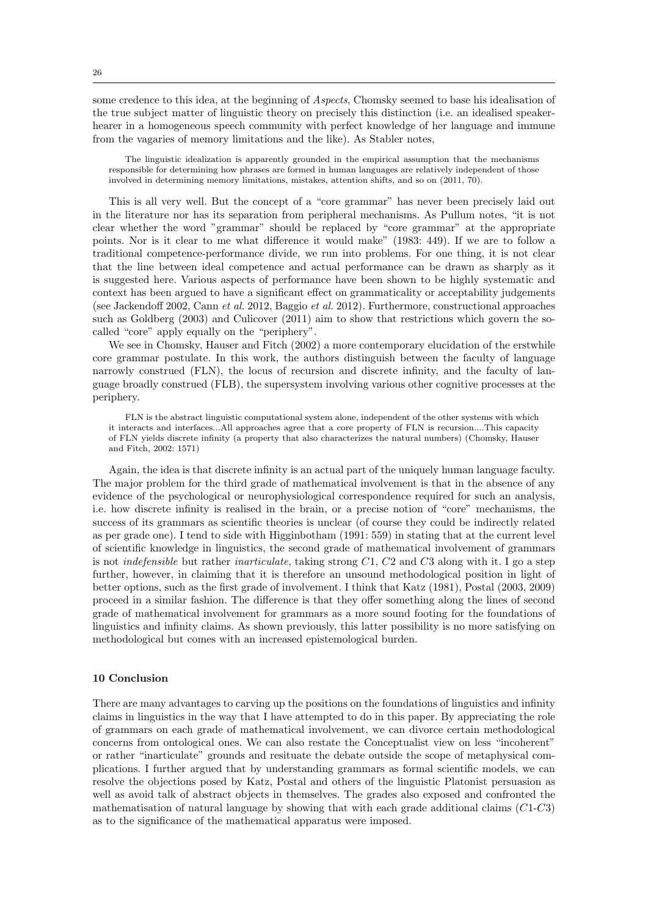some credence to this idea, at the beginning of *Aspects*, Chomsky seemed to base his idealisation of the true subject matter of linguistic theory on precisely this distinction (i.e. an idealised speaker-hearer in a homogeneous speech community with perfect knowledge of her language and immune from the vagaries of memory limitations and the like). As Stabler notes,

> The linguistic idealization is apparently grounded in the empirical assumption that the mechanisms responsible for determining how phrases are formed in human languages are relatively independent of those involved in determining memory limitations, mistakes, attention shifts, and so on (2011, 70).

This is all very well. But the concept of a "core grammar" has never been precisely laid out in the literature nor has its separation from peripheral mechanisms. As Pullum notes, "it is not clear whether the word "grammar" should be replaced by "core grammar" at the appropriate points. Nor is it clear to me what difference it would make" (1983: 449). If we are to follow a traditional competence-performance divide, we run into problems. For one thing, it is not clear that the line between ideal competence and actual performance can be drawn as sharply as it is suggested here. Various aspects of performance have been shown to be highly systematic and context has been argued to have a significant effect on grammaticality or acceptability judgements (see Jackendoff 2002, Cann *et al.* 2012, Baggio *et al.* 2012). Furthermore, constructional approaches such as Goldberg (2003) and Culicover (2011) aim to show that restrictions which govern the so-called "core" apply equally on the "periphery".

We see in Chomsky, Hauser and Fitch (2002) a more contemporary elucidation of the erstwhile core grammar postulate. In this work, the authors distinguish between the faculty of language narrowly construed (FLN), the locus of recursion and discrete infinity, and the faculty of language broadly construed (FLB), the supersystem involving various other cognitive processes at the periphery.

> FLN is the abstract linguistic computational system alone, independent of the other systems with which it interacts and interfaces...All approaches agree that a core property of FLN is recursion....This capacity of FLN yields discrete infinity (a property that also characterizes the natural numbers) (Chomsky, Hauser and Fitch, 2002: 1571)

Again, the idea is that discrete infinity is an actual part of the uniquely human language faculty. The major problem for the third grade of mathematical involvement is that in the absence of any evidence of the psychological or neurophysiological correspondence required for such an analysis, i.e. how discrete infinity is realised in the brain, or a precise notion of "core" mechanisms, the success of its grammars as scientific theories is unclear (of course they could be indirectly related as per grade one). I tend to side with Higginbotham (1991: 559) in stating that at the current level of scientific knowledge in linguistics, the second grade of mathematical involvement of grammars is not *indefensible* but rather *inarticulate*, taking strong $C1$, $C2$ and $C3$ along with it. I go a step further, however, in claiming that it is therefore an unsound methodological position in light of better options, such as the first grade of involvement. I think that Katz (1981), Postal (2003, 2009) proceed in a similar fashion. The difference is that they offer something along the lines of second grade of mathematical involvement for grammars as a more sound footing for the foundations of linguistics and infinity claims. As shown previously, this latter possibility is no more satisfying on methodological but comes with an increased epistemological burden.

## 10 Conclusion

There are many advantages to carving up the positions on the foundations of linguistics and infinity claims in linguistics in the way that I have attempted to do in this paper. By appreciating the role of grammars on each grade of mathematical involvement, we can divorce certain methodological concerns from ontological ones. We can also restate the Conceptualist view on less "incoherent" or rather "inarticulate" grounds and resituate the debate outside the scope of metaphysical complications. I further argued that by understanding grammars as formal scientific models, we can resolve the objections posed by Katz, Postal and others of the linguistic Platonist persuasion as well as avoid talk of abstract objects in themselves. The grades also exposed and confronted the mathematisation of natural language by showing that with each grade additional claims ($C1$-$C3$) as to the significance of the mathematical apparatus were imposed.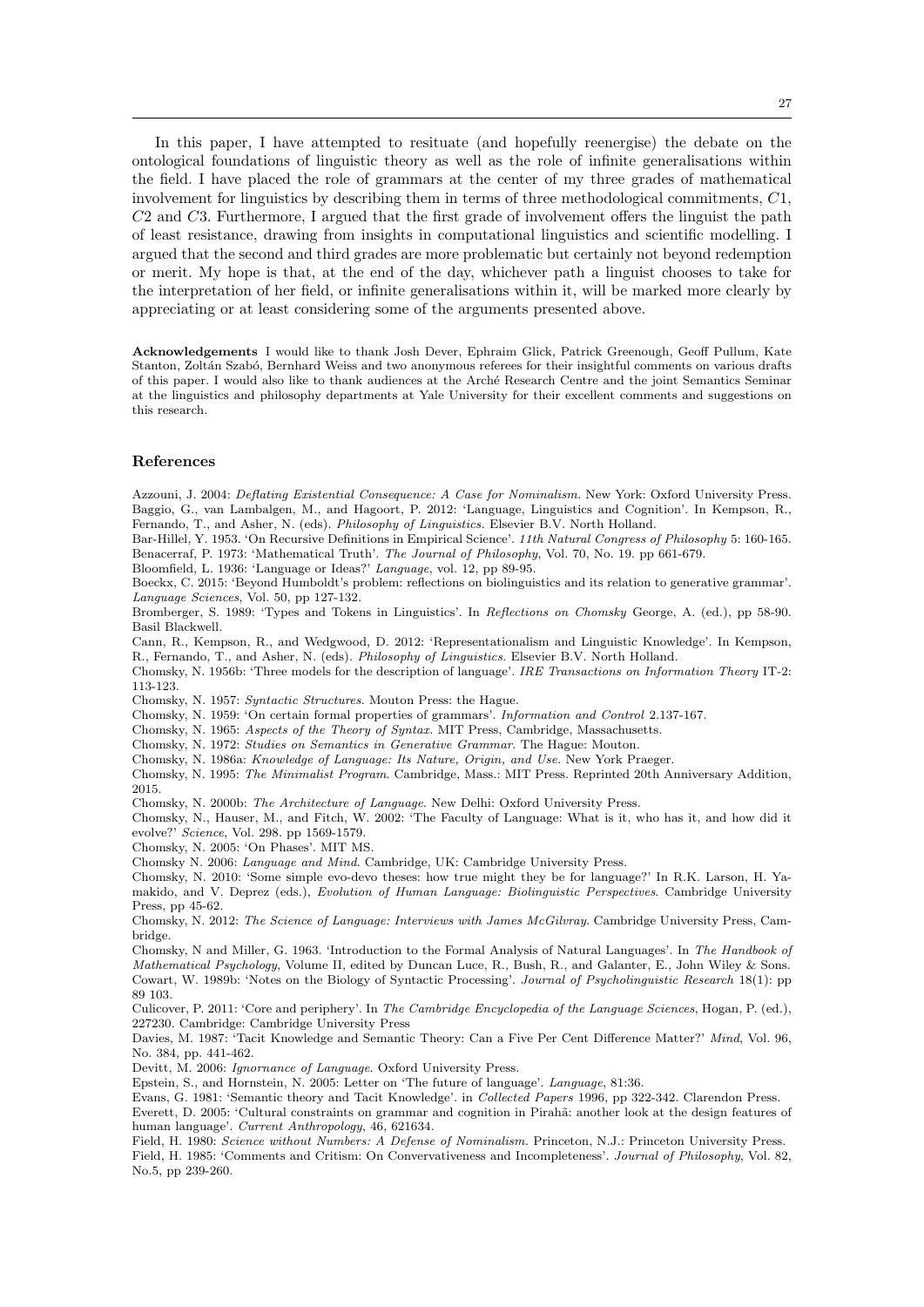In this paper, I have attempted to resituate (and hopefully reenergise) the debate on the ontological foundations of linguistic theory as well as the role of infinite generalisations within the field. I have placed the role of grammars at the center of my three grades of mathematical involvement for linguistics by describing them in terms of three methodological commitments, $C1$, $C2$ and $C3$. Furthermore, I argued that the first grade of involvement offers the linguist the path of least resistance, drawing from insights in computational linguistics and scientific modelling. I argued that the second and third grades are more problematic but certainly not beyond redemption or merit. My hope is that, at the end of the day, whichever path a linguist chooses to take for the interpretation of her field, or infinite generalisations within it, will be marked more clearly by appreciating or at least considering some of the arguments presented above.

**Acknowledgements** I would like to thank Josh Dever, Ephraim Glick, Patrick Greenough, Geoff Pullum, Kate Stanton, Zoltán Szabó, Bernhard Weiss and two anonymous referees for their insightful comments on various drafts of this paper. I would also like to thank audiences at the Arché Research Centre and the joint Semantics Seminar at the linguistics and philosophy departments at Yale University for their excellent comments and suggestions on this research.

## References

Azzouni, J. 2004: *Deflating Existential Consequence: A Case for Nominalism.* New York: Oxford University Press.
Baggio, G., van Lambalgen, M., and Hagoort, P. 2012: 'Language, Linguistics and Cognition'. In Kempson, R., Fernando, T., and Asher, N. (eds). *Philosophy of Linguistics.* Elsevier B.V. North Holland.
Bar-Hillel, Y. 1953. 'On Recursive Definitions in Empirical Science'. *11th Natural Congress of Philosophy* 5: 160-165.
Benacerraf, P. 1973: 'Mathematical Truth'. *The Journal of Philosophy*, Vol. 70, No. 19. pp 661-679.
Bloomfield, L. 1936: 'Language or Ideas?' *Language*, vol. 12, pp 89-95.
Boeckx, C. 2015: 'Beyond Humboldt's problem: reflections on biolinguistics and its relation to generative grammar'. *Language Sciences*, Vol. 50, pp 127-132.
Bromberger, S. 1989: 'Types and Tokens in Linguistics'. In *Reflections on Chomsky* George, A. (ed.), pp 58-90. Basil Blackwell.
Cann, R., Kempson, R., and Wedgwood, D. 2012: 'Representationalism and Linguistic Knowledge'. In Kempson, R., Fernando, T., and Asher, N. (eds). *Philosophy of Linguistics.* Elsevier B.V. North Holland.
Chomsky, N. 1956b: 'Three models for the description of language'. *IRE Transactions on Information Theory* IT-2: 113-123.
Chomsky, N. 1957: *Syntactic Structures.* Mouton Press: the Hague.
Chomsky, N. 1959: 'On certain formal properties of grammars'. *Information and Control* 2.137-167.
Chomsky, N. 1965: *Aspects of the Theory of Syntax.* MIT Press, Cambridge, Massachusetts.
Chomsky, N. 1972: *Studies on Semantics in Generative Grammar.* The Hague: Mouton.
Chomsky, N. 1986a: *Knowledge of Language: Its Nature, Origin, and Use.* New York Praeger.
Chomsky, N. 1995: *The Minimalist Program.* Cambridge, Mass.: MIT Press. Reprinted 20th Anniversary Addition, 2015.
Chomsky, N. 2000b: *The Architecture of Language.* New Delhi: Oxford University Press.
Chomsky, N., Hauser, M., and Fitch, W. 2002: 'The Faculty of Language: What is it, who has it, and how did it evolve?' *Science*, Vol. 298. pp 1569-1579.
Chomsky, N. 2005: 'On Phases'. MIT MS.
Chomsky N. 2006: *Language and Mind.* Cambridge, UK: Cambridge University Press.
Chomsky, N. 2010: 'Some simple evo-devo theses: how true might they be for language?' In R.K. Larson, H. Yamakido, and V. Deprez (eds.), *Evolution of Human Language: Biolinguistic Perspectives.* Cambridge University Press, pp 45-62.
Chomsky, N. 2012: *The Science of Language: Interviews with James McGilvray.* Cambridge University Press, Cambridge.
Chomsky, N and Miller, G. 1963. 'Introduction to the Formal Analysis of Natural Languages'. In *The Handbook of Mathematical Psychology*, Volume II, edited by Duncan Luce, R., Bush, R., and Galanter, E., John Wiley & Sons.
Cowart, W. 1989b: 'Notes on the Biology of Syntactic Processing'. *Journal of Psycholinguistic Research* 18(1): pp 89 103.
Culicover, P. 2011: 'Core and periphery'. In *The Cambridge Encyclopedia of the Language Sciences*, Hogan, P. (ed.), 227230. Cambridge: Cambridge University Press
Davies, M. 1987: 'Tacit Knowledge and Semantic Theory: Can a Five Per Cent Difference Matter?' *Mind*, Vol. 96, No. 384, pp. 441-462.
Devitt, M. 2006: *Ignornance of Language.* Oxford University Press.
Epstein, S., and Hornstein, N. 2005: Letter on 'The future of language'. *Language*, 81:36.
Evans, G. 1981: 'Semantic theory and Tacit Knowledge'. in *Collected Papers* 1996, pp 322-342. Clarendon Press.
Everett, D. 2005: 'Cultural constraints on grammar and cognition in Pirahã: another look at the design features of human language'. *Current Anthropology*, 46, 621634.
Field, H. 1980: *Science without Numbers: A Defense of Nominalism.* Princeton, N.J.: Princeton University Press.
Field, H. 1985: 'Comments and Critism: On Convervativeness and Incompleteness'. *Journal of Philosophy*, Vol. 82, No.5, pp 239-260.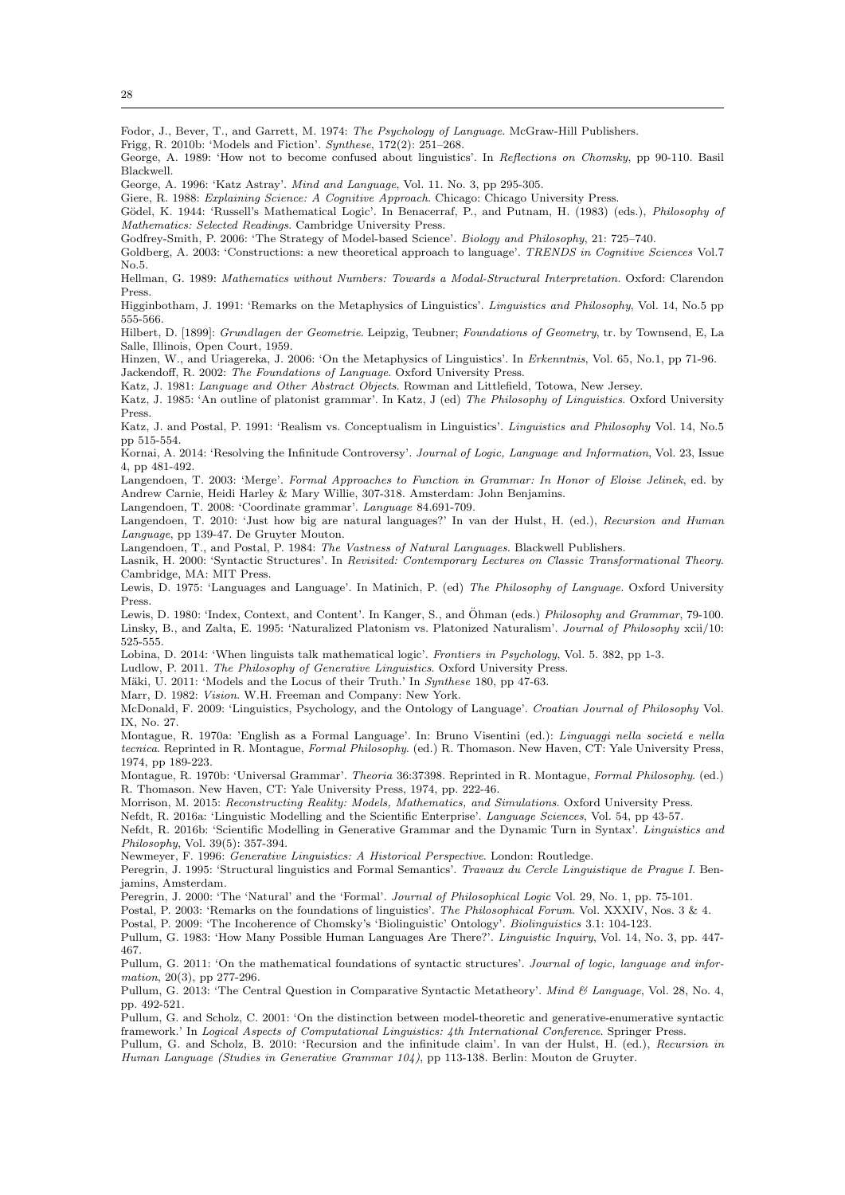Fodor, J., Bever, T., and Garrett, M. 1974: *The Psychology of Language*. McGraw-Hill Publishers.

Frigg, R. 2010b: 'Models and Fiction'. *Synthese*, 172(2): 251–268.

George, A. 1989: 'How not to become confused about linguistics'. In *Reflections on Chomsky*, pp 90-110. Basil Blackwell.

George, A. 1996: 'Katz Astray'. *Mind and Language*, Vol. 11. No. 3, pp 295-305.

Giere, R. 1988: *Explaining Science: A Cognitive Approach*. Chicago: Chicago University Press.

Gödel, K. 1944: 'Russell's Mathematical Logic'. In Benacerraf, P., and Putnam, H. (1983) (eds.), *Philosophy of Mathematics: Selected Readings*. Cambridge University Press.

Godfrey-Smith, P. 2006: 'The Strategy of Model-based Science'. *Biology and Philosophy*, 21: 725–740.

Goldberg, A. 2003: 'Constructions: a new theoretical approach to language'. *TRENDS in Cognitive Sciences* Vol.7 No.5.

Hellman, G. 1989: *Mathematics without Numbers: Towards a Modal-Structural Interpretation*. Oxford: Clarendon Press.

Higginbotham, J. 1991: 'Remarks on the Metaphysics of Linguistics'. *Linguistics and Philosophy*, Vol. 14, No.5 pp 555-566.

Hilbert, D. [1899]: *Grundlagen der Geometrie*. Leipzig, Teubner; *Foundations of Geometry*, tr. by Townsend, E, La Salle, Illinois, Open Court, 1959.

Hinzen, W., and Uriagereka, J. 2006: 'On the Metaphysics of Linguistics'. In *Erkenntnis*, Vol. 65, No.1, pp 71-96.

Jackendoff, R. 2002: *The Foundations of Language*. Oxford University Press.

Katz, J. 1981: *Language and Other Abstract Objects*. Rowman and Littlefield, Totowa, New Jersey.

Katz, J. 1985: 'An outline of platonist grammar'. In Katz, J (ed) *The Philosophy of Linguistics*. Oxford University Press.

Katz, J. and Postal, P. 1991: 'Realism vs. Conceptualism in Linguistics'. *Linguistics and Philosophy* Vol. 14, No.5 pp 515-554.

Kornai, A. 2014: 'Resolving the Infinitude Controversy'. *Journal of Logic, Language and Information*, Vol. 23, Issue 4, pp 481-492.

Langendoen, T. 2003: 'Merge'. *Formal Approaches to Function in Grammar: In Honor of Eloise Jelinek*, ed. by Andrew Carnie, Heidi Harley & Mary Willie, 307-318. Amsterdam: John Benjamins.

Langendoen, T. 2008: 'Coordinate grammar'. *Language* 84.691-709.

Langendoen, T. 2010: 'Just how big are natural languages?' In van der Hulst, H. (ed.), *Recursion and Human Language*, pp 139-47. De Gruyter Mouton.

Langendoen, T., and Postal, P. 1984: *The Vastness of Natural Languages*. Blackwell Publishers.

Lasnik, H. 2000: 'Syntactic Structures'. In *Revisited: Contemporary Lectures on Classic Transformational Theory*. Cambridge, MA: MIT Press.

Lewis, D. 1975: 'Languages and Language'. In Matinich, P. (ed) *The Philosophy of Language*. Oxford University Press.

Lewis, D. 1980: 'Index, Context, and Content'. In Kanger, S., and Öhman (eds.) *Philosophy and Grammar*, 79-100.

Linsky, B., and Zalta, E. 1995: 'Naturalized Platonism vs. Platonized Naturalism'. *Journal of Philosophy* xcii/10: 525-555.

Lobina, D. 2014: 'When linguists talk mathematical logic'. *Frontiers in Psychology*, Vol. 5. 382, pp 1-3.

Ludlow, P. 2011. *The Philosophy of Generative Linguistics*. Oxford University Press.

Mäki, U. 2011: 'Models and the Locus of their Truth.' In *Synthese* 180, pp 47-63.

Marr, D. 1982: *Vision*. W.H. Freeman and Company: New York.

McDonald, F. 2009: 'Linguistics, Psychology, and the Ontology of Language'. *Croatian Journal of Philosophy* Vol. IX, No. 27.

Montague, R. 1970a: 'English as a Formal Language'. In: Bruno Visentini (ed.): *Linguaggi nella societá e nella tecnica*. Reprinted in R. Montague, *Formal Philosophy*. (ed.) R. Thomason. New Haven, CT: Yale University Press, 1974, pp 189-223.

Montague, R. 1970b: 'Universal Grammar'. *Theoria* 36:37398. Reprinted in R. Montague, *Formal Philosophy*. (ed.) R. Thomason. New Haven, CT: Yale University Press, 1974, pp. 222-46.

Morrison, M. 2015: *Reconstructing Reality: Models, Mathematics, and Simulations*. Oxford University Press.

Nefdt, R. 2016a: 'Linguistic Modelling and the Scientific Enterprise'. *Language Sciences*, Vol. 54, pp 43-57.

Nefdt, R. 2016b: 'Scientific Modelling in Generative Grammar and the Dynamic Turn in Syntax'. *Linguistics and Philosophy*, Vol. 39(5): 357-394.

Newmeyer, F. 1996: *Generative Linguistics: A Historical Perspective*. London: Routledge.

Peregrin, J. 1995: 'Structural linguistics and Formal Semantics'. *Travaux du Cercle Linguistique de Prague I*. Benjamins, Amsterdam.

Peregrin, J. 2000: 'The 'Natural' and the 'Formal'. *Journal of Philosophical Logic* Vol. 29, No. 1, pp. 75-101.

Postal, P. 2003: 'Remarks on the foundations of linguistics'. *The Philosophical Forum*. Vol. XXXIV, Nos. 3 & 4.

Postal, P. 2009: 'The Incoherence of Chomsky's 'Biolinguistic' Ontology'. *Biolinguistics* 3.1: 104-123.

Pullum, G. 1983: 'How Many Possible Human Languages Are There?'. *Linguistic Inquiry*, Vol. 14, No. 3, pp. 447-467.

Pullum, G. 2011: 'On the mathematical foundations of syntactic structures'. *Journal of logic, language and information*, 20(3), pp 277-296.

Pullum, G. 2013: 'The Central Question in Comparative Syntactic Metatheory'. *Mind & Language*, Vol. 28, No. 4, pp. 492-521.

Pullum, G. and Scholz, C. 2001: 'On the distinction between model-theoretic and generative-enumerative syntactic framework.' In *Logical Aspects of Computational Linguistics: 4th International Conference*. Springer Press.

Pullum, G. and Scholz, B. 2010: 'Recursion and the infinitude claim'. In van der Hulst, H. (ed.), *Recursion in Human Language (Studies in Generative Grammar 104)*, pp 113-138. Berlin: Mouton de Gruyter.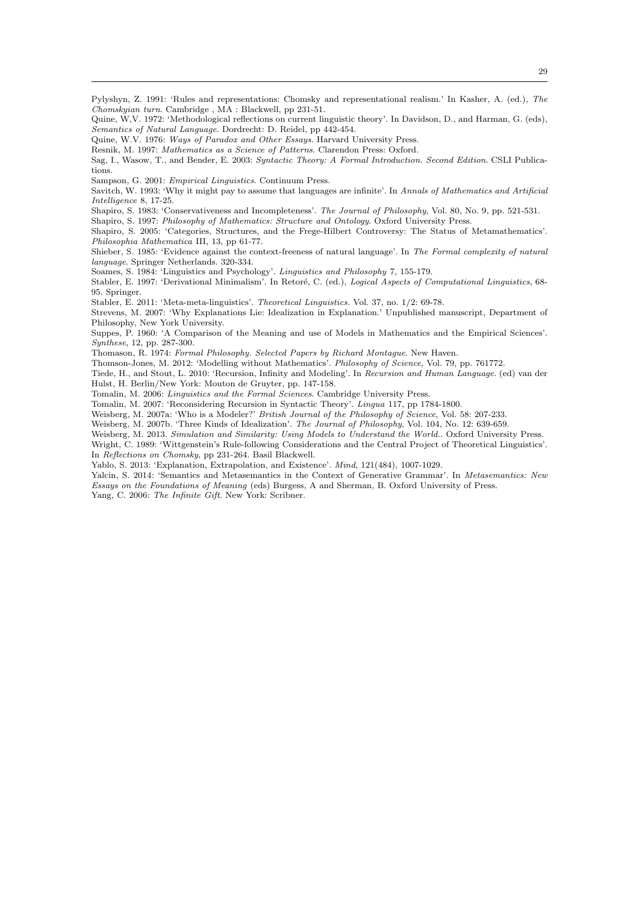Pylyshyn, Z. 1991: 'Rules and representations: Chomsky and representational realism.' In Kasher, A. (ed.), *The Chomskyian turn*. Cambridge , MA : Blackwell, pp 231-51.

Quine, W,V. 1972: 'Methodological reflections on current linguistic theory'. In Davidson, D., and Harman, G. (eds), *Semantics of Natural Language*. Dordrecht: D. Reidel, pp 442-454.

Quine, W.V. 1976: *Ways of Paradox and Other Essays*. Harvard University Press.

Resnik, M. 1997: *Mathematics as a Science of Patterns*. Clarendon Press: Oxford.

Sag, I., Wasow, T., and Bender, E. 2003: *Syntactic Theory: A Formal Introduction. Second Edition*. CSLI Publications.

Sampson, G. 2001: *Empirical Linguistics*. Continuum Press.

Savitch, W. 1993: 'Why it might pay to assume that languages are infinite'. In *Annals of Mathematics and Artificial Intelligence* 8, 17-25.

Shapiro, S. 1983: 'Conservativeness and Incompleteness'. *The Journal of Philosophy*, Vol. 80, No. 9, pp. 521-531.

Shapiro, S. 1997: *Philosophy of Mathematics: Structure and Ontology*. Oxford University Press.

Shapiro, S. 2005: 'Categories, Structures, and the Frege-Hilbert Controversy: The Status of Metamathematics'. *Philosophia Mathematica* III, 13, pp 61-77.

Shieber, S. 1985: 'Evidence against the context-freeness of natural language'. In *The Formal complexity of natural language*. Springer Netherlands. 320-334.

Soames, S. 1984: 'Linguistics and Psychology'. *Linguistics and Philosophy* 7, 155-179.

Stabler, E. 1997: 'Derivational Minimalism'. In Retoré, C. (ed.), *Logical Aspects of Computational Linguistics*, 68-95. Springer.

Stabler, E. 2011: 'Meta-meta-linguistics'. *Theoretical Linguistics*. Vol. 37, no. 1/2: 69-78.

Strevens, M. 2007: 'Why Explanations Lie: Idealization in Explanation.' Unpublished manuscript, Department of Philosophy, New York University.

Suppes, P. 1960: 'A Comparison of the Meaning and use of Models in Mathematics and the Empirical Sciences'. *Synthese*, 12, pp. 287-300.

Thomason, R. 1974: *Formal Philosophy. Selected Papers by Richard Montague*. New Haven.

Thomson-Jones, M. 2012: 'Modelling without Mathematics'. *Philosophy of Science*, Vol. 79, pp. 761772.

Tiede, H., and Stout, L. 2010: 'Recursion, Infinity and Modeling'. In *Recursion and Human Language*. (ed) van der Hulst, H. Berlin/New York: Mouton de Gruyter, pp. 147-158.

Tomalin, M. 2006: *Linguistics and the Formal Sciences*. Cambridge University Press.

Tomalin, M. 2007: 'Reconsidering Recursion in Syntactic Theory'. *Lingua* 117, pp 1784-1800.

Weisberg, M. 2007a: 'Who is a Modeler?' *British Journal of the Philosophy of Science*, Vol. 58: 207-233.

Weisberg, M. 2007b. 'Three Kinds of Idealization'. *The Journal of Philosophy*, Vol. 104, No. 12: 639-659.

Weisberg, M. 2013. *Simulation and Similarity: Using Models to Understand the World.*. Oxford University Press.

Wright, C. 1989: 'Wittgenstein's Rule-following Considerations and the Central Project of Theoretical Linguistics'. In *Reflections on Chomsky*, pp 231-264. Basil Blackwell.

Yablo, S. 2013: 'Explanation, Extrapolation, and Existence'. *Mind*, 121(484), 1007-1029.

Yalcin, S. 2014: 'Semantics and Metasemantics in the Context of Generative Grammar'. In *Metasemantics: New Essays on the Foundations of Meaning* (eds) Burgess, A and Sherman, B. Oxford University of Press.

Yang, C. 2006: *The Infinite Gift*. New York: Scribner.